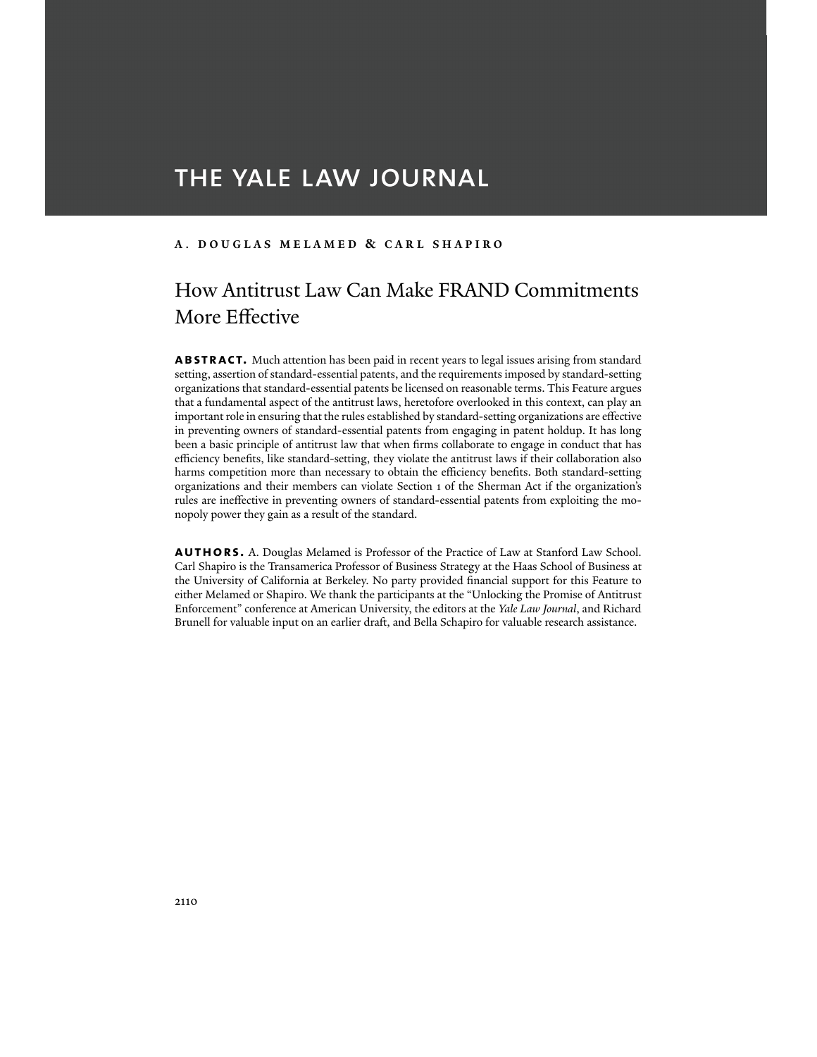# THE YALE LAW JOURNAL

**A. DOUGLAS MELAMED & CARL SHAPIRO**

## How Antitrust Law Can Make FRAND Commitments More Effective

**ABSTRACT.** Much attention has been paid in recent years to legal issues arising from standard setting, assertion of standard-essential patents, and the requirements imposed by standard-setting organizations that standard-essential patents be licensed on reasonable terms. This Feature argues that a fundamental aspect of the antitrust laws, heretofore overlooked in this context, can play an important role in ensuring that the rules established by standard-setting organizations are effective in preventing owners of standard-essential patents from engaging in patent holdup. It has long been a basic principle of antitrust law that when firms collaborate to engage in conduct that has efficiency benefits, like standard-setting, they violate the antitrust laws if their collaboration also harms competition more than necessary to obtain the efficiency benefits. Both standard-setting organizations and their members can violate Section 1 of the Sherman Act if the organization's rules are ineffective in preventing owners of standard-essential patents from exploiting the monopoly power they gain as a result of the standard.

**AUTHORS.** A. Douglas Melamed is Professor of the Practice of Law at Stanford Law School. Carl Shapiro is the Transamerica Professor of Business Strategy at the Haas School of Business at the University of California at Berkeley. No party provided financial support for this Feature to either Melamed or Shapiro. We thank the participants at the "Unlocking the Promise of Antitrust Enforcement" conference at American University, the editors at the *Yale Law Journal*, and Richard Brunell for valuable input on an earlier draft, and Bella Schapiro for valuable research assistance.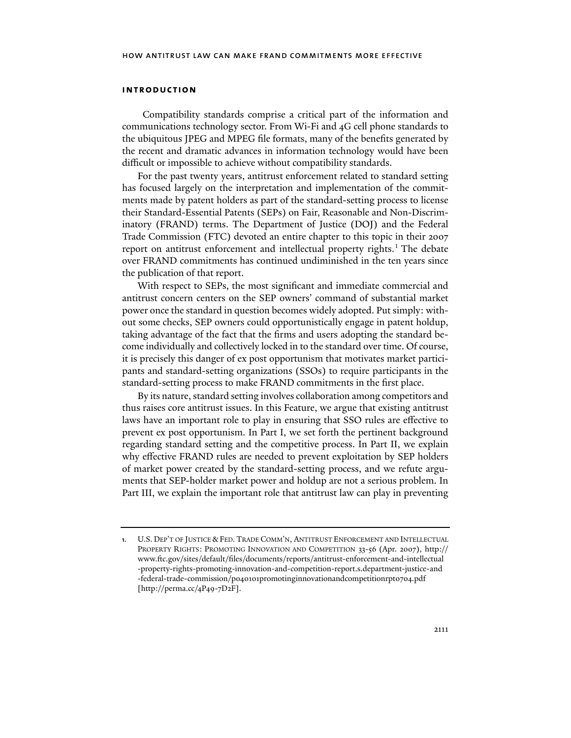## introduction

Compatibility standards comprise a critical part of the information and communications technology sector. From Wi-Fi and 4G cell phone standards to the ubiquitous JPEG and MPEG file formats, many of the benefits generated by the recent and dramatic advances in information technology would have been difficult or impossible to achieve without compatibility standards.

For the past twenty years, antitrust enforcement related to standard setting has focused largely on the interpretation and implementation of the commitments made by patent holders as part of the standard-setting process to license their Standard-Essential Patents (SEPs) on Fair, Reasonable and Non-Discriminatory (FRAND) terms. The Department of Justice (DOJ) and the Federal Trade Commission (FTC) devoted an entire chapter to this topic in their 2007 report on antitrust enforcement and intellectual property rights.[1] The debate over FRAND commitments has continued undiminished in the ten years since the publication of that report.

With respect to SEPs, the most significant and immediate commercial and antitrust concern centers on the SEP owners' command of substantial market power once the standard in question becomes widely adopted. Put simply: without some checks, SEP owners could opportunistically engage in patent holdup, taking advantage of the fact that the firms and users adopting the standard become individually and collectively locked in to the standard over time. Of course, it is precisely this danger of ex post opportunism that motivates market participants and standard-setting organizations (SSOs) to require participants in the standard-setting process to make FRAND commitments in the first place.

By its nature, standard setting involves collaboration among competitors and thus raises core antitrust issues. In this Feature, we argue that existing antitrust laws have an important role to play in ensuring that SSO rules are effective to prevent ex post opportunism. In Part I, we set forth the pertinent background regarding standard setting and the competitive process. In Part II, we explain why effective FRAND rules are needed to prevent exploitation by SEP holders of market power created by the standard-setting process, and we refute arguments that SEP-holder market power and holdup are not a serious problem. In Part III, we explain the important role that antitrust law can play in preventing

---

1. U.S. Dep't of Justice & Fed. Trade Comm'n, Antitrust Enforcement and Intellectual Property Rights: Promoting Innovation and Competition 33-56 (Apr. 2007), http://www.ftc.gov/sites/default/files/documents/reports/antitrust-enforcement-and-intellectual-property-rights-promoting-innovation-and-competition-report.s.department-justice-and-federal-trade-commission/p040101promotinginnovationandcompetitionrpt0704.pdf [http://perma.cc/4P49-7D2F].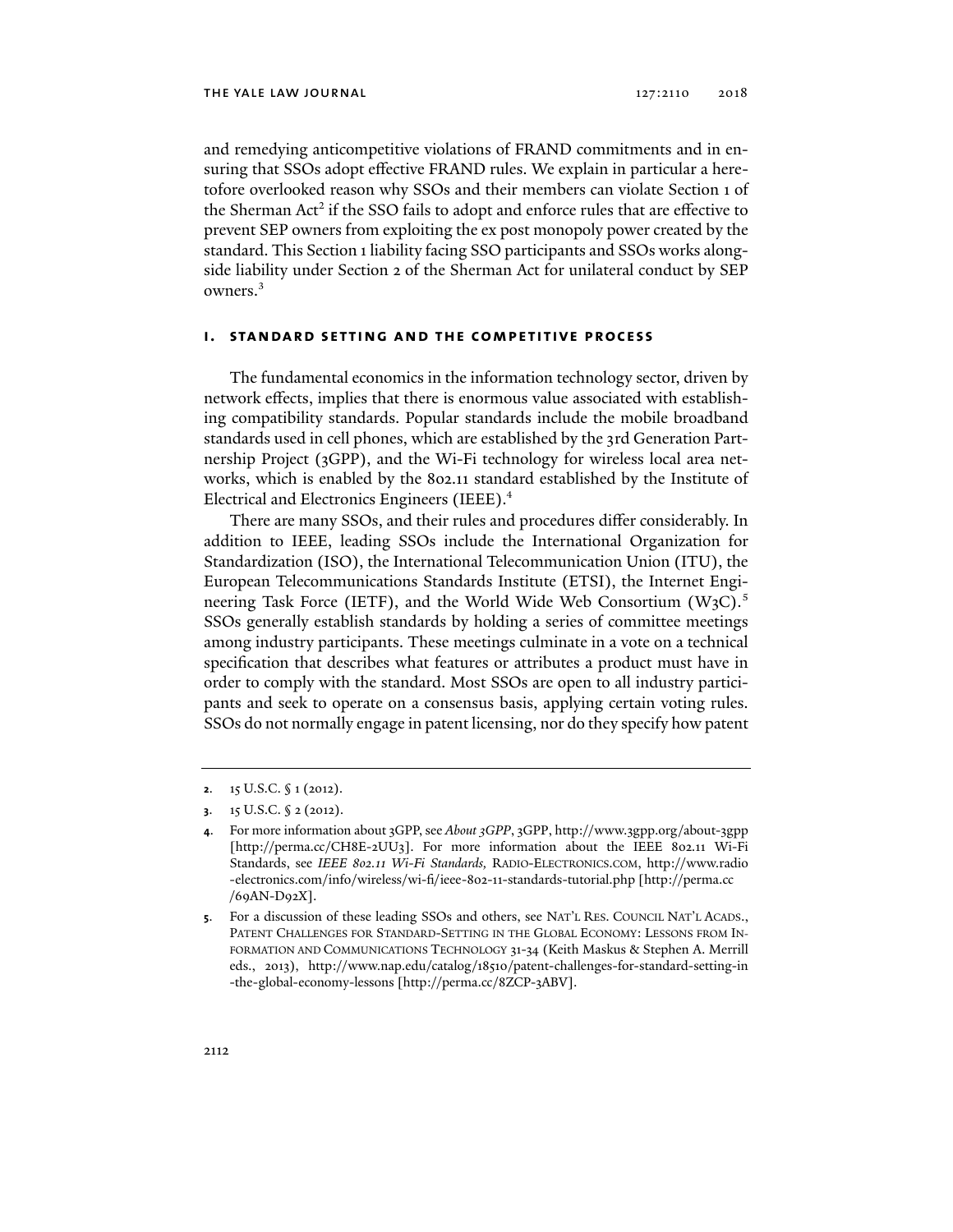and remedying anticompetitive violations of FRAND commitments and in ensuring that SSOs adopt effective FRAND rules. We explain in particular a heretofore overlooked reason why SSOs and their members can violate Section 1 of the Sherman Act[2] if the SSO fails to adopt and enforce rules that are effective to prevent SEP owners from exploiting the ex post monopoly power created by the standard. This Section 1 liability facing SSO participants and SSOs works alongside liability under Section 2 of the Sherman Act for unilateral conduct by SEP owners.[3]

## I. STANDARD SETTING AND THE COMPETITIVE PROCESS

The fundamental economics in the information technology sector, driven by network effects, implies that there is enormous value associated with establishing compatibility standards. Popular standards include the mobile broadband standards used in cell phones, which are established by the 3rd Generation Partnership Project (3GPP), and the Wi-Fi technology for wireless local area networks, which is enabled by the 802.11 standard established by the Institute of Electrical and Electronics Engineers (IEEE).[4]

There are many SSOs, and their rules and procedures differ considerably. In addition to IEEE, leading SSOs include the International Organization for Standardization (ISO), the International Telecommunication Union (ITU), the European Telecommunications Standards Institute (ETSI), the Internet Engineering Task Force (IETF), and the World Wide Web Consortium (W3C).[5] SSOs generally establish standards by holding a series of committee meetings among industry participants. These meetings culminate in a vote on a technical specification that describes what features or attributes a product must have in order to comply with the standard. Most SSOs are open to all industry participants and seek to operate on a consensus basis, applying certain voting rules. SSOs do not normally engage in patent licensing, nor do they specify how patent

---

2. 15 U.S.C. § 1 (2012).

3. 15 U.S.C. § 2 (2012).

4. For more information about 3GPP, see *About 3GPP*, 3GPP, http://www.3gpp.org/about-3gpp [http://perma.cc/CH8E-2UU3]. For more information about the IEEE 802.11 Wi-Fi Standards, see *IEEE 802.11 Wi-Fi Standards,* RADIO-ELECTRONICS.COM, http://www.radio-electronics.com/info/wireless/wi-fi/ieee-802-11-standards-tutorial.php [http://perma.cc/69AN-D92X].

5. For a discussion of these leading SSOs and others, see NAT'L RES. COUNCIL NAT'L ACADS., PATENT CHALLENGES FOR STANDARD-SETTING IN THE GLOBAL ECONOMY: LESSONS FROM INFORMATION AND COMMUNICATIONS TECHNOLOGY 31-34 (Keith Maskus & Stephen A. Merrill eds., 2013), http://www.nap.edu/catalog/18510/patent-challenges-for-standard-setting-in-the-global-economy-lessons [http://perma.cc/8ZCP-3ABV].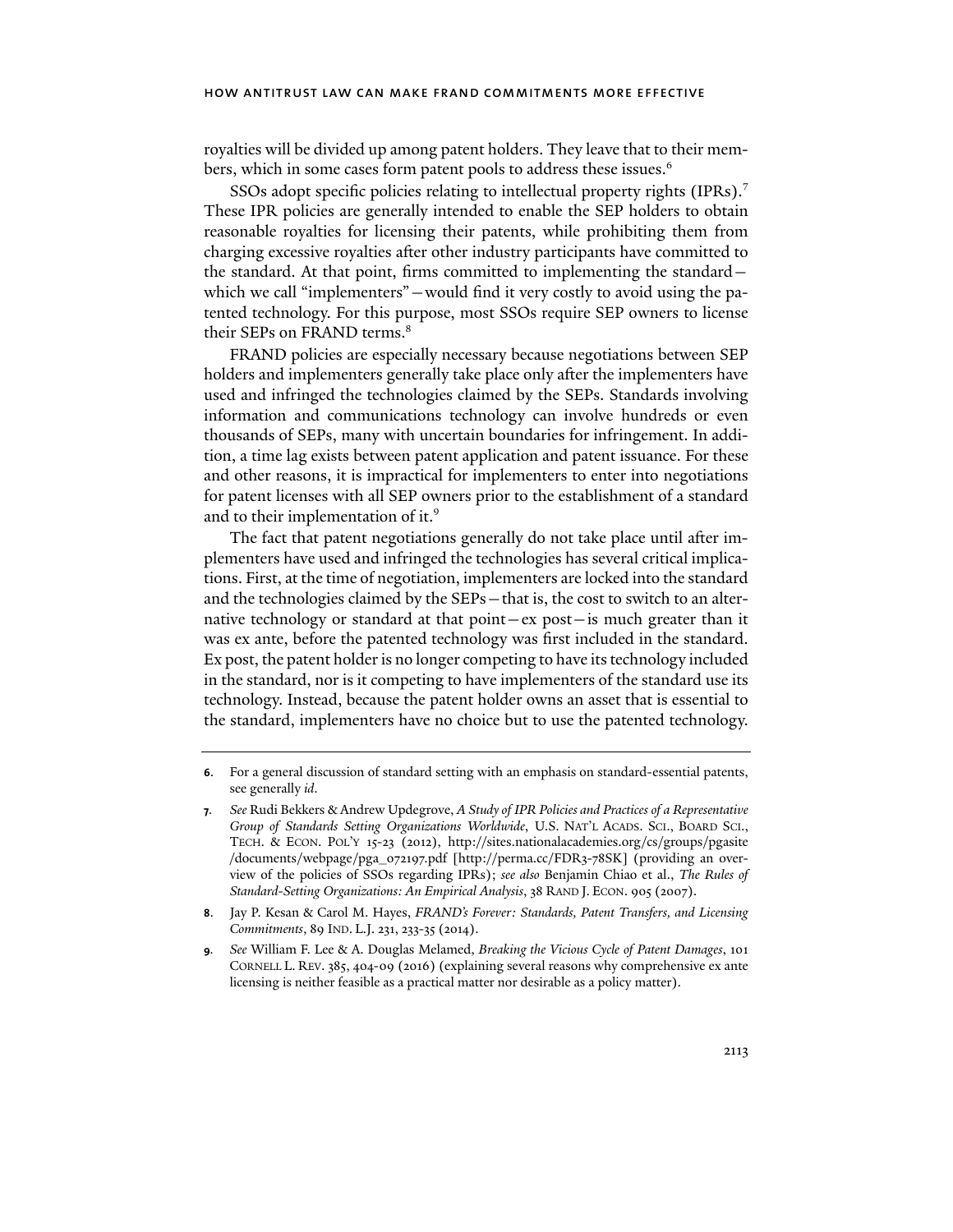royalties will be divided up among patent holders. They leave that to their members, which in some cases form patent pools to address these issues.[6]

SSOs adopt specific policies relating to intellectual property rights (IPRs).[7] These IPR policies are generally intended to enable the SEP holders to obtain reasonable royalties for licensing their patents, while prohibiting them from charging excessive royalties after other industry participants have committed to the standard. At that point, firms committed to implementing the standard—which we call "implementers"—would find it very costly to avoid using the patented technology. For this purpose, most SSOs require SEP owners to license their SEPs on FRAND terms.[8]

FRAND policies are especially necessary because negotiations between SEP holders and implementers generally take place only after the implementers have used and infringed the technologies claimed by the SEPs. Standards involving information and communications technology can involve hundreds or even thousands of SEPs, many with uncertain boundaries for infringement. In addition, a time lag exists between patent application and patent issuance. For these and other reasons, it is impractical for implementers to enter into negotiations for patent licenses with all SEP owners prior to the establishment of a standard and to their implementation of it.[9]

The fact that patent negotiations generally do not take place until after implementers have used and infringed the technologies has several critical implications. First, at the time of negotiation, implementers are locked into the standard and the technologies claimed by the SEPs—that is, the cost to switch to an alternative technology or standard at that point—ex post—is much greater than it was ex ante, before the patented technology was first included in the standard. Ex post, the patent holder is no longer competing to have its technology included in the standard, nor is it competing to have implementers of the standard use its technology. Instead, because the patent holder owns an asset that is essential to the standard, implementers have no choice but to use the patented technology.

---

**6.** For a general discussion of standard setting with an emphasis on standard-essential patents, see generally *id*.

**7.** *See* Rudi Bekkers & Andrew Updegrove, *A Study of IPR Policies and Practices of a Representative Group of Standards Setting Organizations Worldwide*, U.S. NAT'L ACADS. SCI., BOARD SCI., TECH. & ECON. POL'Y 15-23 (2012), http://sites.nationalacademies.org/cs/groups/pgasite/documents/webpage/pga_072197.pdf [http://perma.cc/FDR3-78SK] (providing an overview of the policies of SSOs regarding IPRs); *see also* Benjamin Chiao et al., *The Rules of Standard-Setting Organizations: An Empirical Analysis*, 38 RAND J. ECON. 905 (2007).

**8.** Jay P. Kesan & Carol M. Hayes, *FRAND's Forever: Standards, Patent Transfers, and Licensing Commitments*, 89 IND. L.J. 231, 233-35 (2014).

**9.** *See* William F. Lee & A. Douglas Melamed, *Breaking the Vicious Cycle of Patent Damages*, 101 CORNELL L. REV. 385, 404-09 (2016) (explaining several reasons why comprehensive ex ante licensing is neither feasible as a practical matter nor desirable as a policy matter).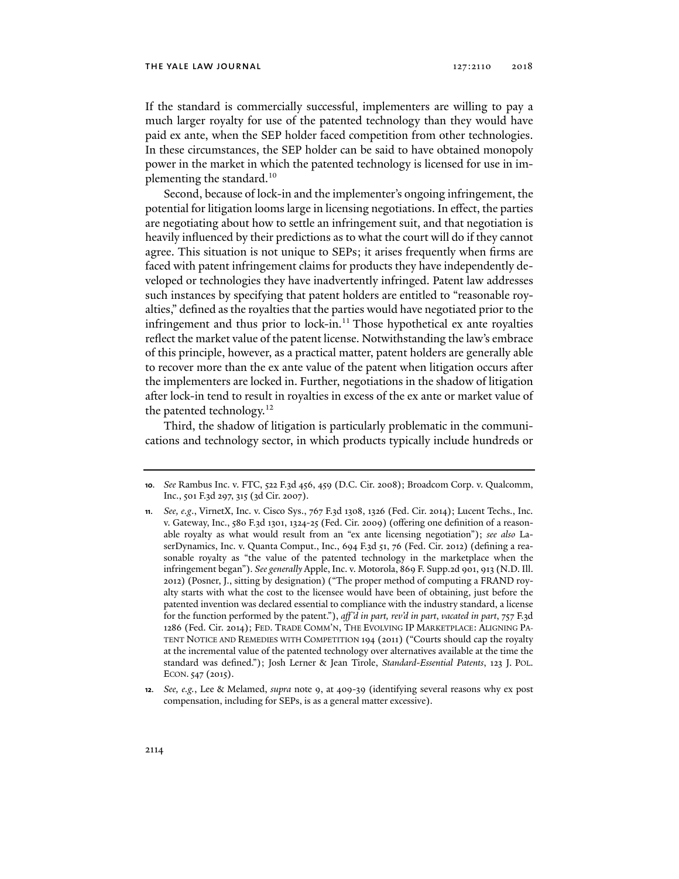If the standard is commercially successful, implementers are willing to pay a much larger royalty for use of the patented technology than they would have paid ex ante, when the SEP holder faced competition from other technologies. In these circumstances, the SEP holder can be said to have obtained monopoly power in the market in which the patented technology is licensed for use in implementing the standard.[10]

Second, because of lock-in and the implementer's ongoing infringement, the potential for litigation looms large in licensing negotiations. In effect, the parties are negotiating about how to settle an infringement suit, and that negotiation is heavily influenced by their predictions as to what the court will do if they cannot agree. This situation is not unique to SEPs; it arises frequently when firms are faced with patent infringement claims for products they have independently developed or technologies they have inadvertently infringed. Patent law addresses such instances by specifying that patent holders are entitled to "reasonable royalties," defined as the royalties that the parties would have negotiated prior to the infringement and thus prior to lock-in.[11] Those hypothetical ex ante royalties reflect the market value of the patent license. Notwithstanding the law's embrace of this principle, however, as a practical matter, patent holders are generally able to recover more than the ex ante value of the patent when litigation occurs after the implementers are locked in. Further, negotiations in the shadow of litigation after lock-in tend to result in royalties in excess of the ex ante or market value of the patented technology.[12]

Third, the shadow of litigation is particularly problematic in the communications and technology sector, in which products typically include hundreds or

---

**10.** *See* Rambus Inc. v. FTC, 522 F.3d 456, 459 (D.C. Cir. 2008); Broadcom Corp. v. Qualcomm, Inc., 501 F.3d 297, 315 (3d Cir. 2007).

**11.** *See, e.g.*, VirnetX, Inc. v. Cisco Sys., 767 F.3d 1308, 1326 (Fed. Cir. 2014); Lucent Techs., Inc. v. Gateway, Inc., 580 F.3d 1301, 1324-25 (Fed. Cir. 2009) (offering one definition of a reasonable royalty as what would result from an "ex ante licensing negotiation"); *see also* LaserDynamics, Inc. v. Quanta Comput., Inc., 694 F.3d 51, 76 (Fed. Cir. 2012) (defining a reasonable royalty as "the value of the patented technology in the marketplace when the infringement began"). *See generally* Apple, Inc. v. Motorola, 869 F. Supp.2d 901, 913 (N.D. Ill. 2012) (Posner, J., sitting by designation) ("The proper method of computing a FRAND royalty starts with what the cost to the licensee would have been of obtaining, just before the patented invention was declared essential to compliance with the industry standard, a license for the function performed by the patent."), *aff'd in part, rev'd in part, vacated in part*, 757 F.3d 1286 (Fed. Cir. 2014); FED. TRADE COMM'N, THE EVOLVING IP MARKETPLACE: ALIGNING PATENT NOTICE AND REMEDIES WITH COMPETITION 194 (2011) ("Courts should cap the royalty at the incremental value of the patented technology over alternatives available at the time the standard was defined."); Josh Lerner & Jean Tirole, *Standard-Essential Patents*, 123 J. POL. ECON. 547 (2015).

**12.** *See, e.g.*, Lee & Melamed, *supra* note 9, at 409-39 (identifying several reasons why ex post compensation, including for SEPs, is as a general matter excessive).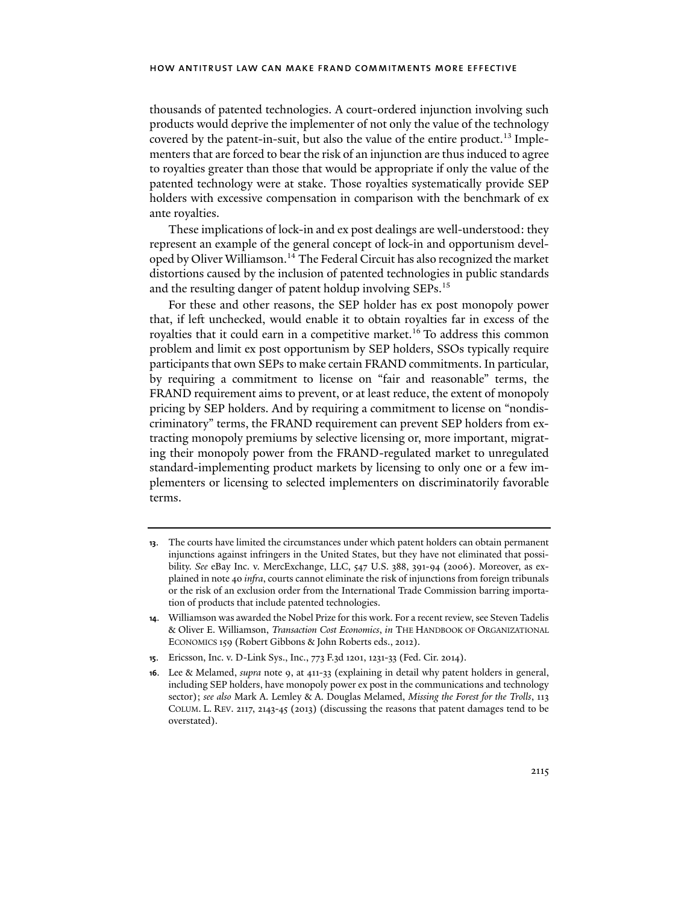thousands of patented technologies. A court-ordered injunction involving such products would deprive the implementer of not only the value of the technology covered by the patent-in-suit, but also the value of the entire product.[13] Implementers that are forced to bear the risk of an injunction are thus induced to agree to royalties greater than those that would be appropriate if only the value of the patented technology were at stake. Those royalties systematically provide SEP holders with excessive compensation in comparison with the benchmark of ex ante royalties.

These implications of lock-in and ex post dealings are well-understood: they represent an example of the general concept of lock-in and opportunism developed by Oliver Williamson.[14] The Federal Circuit has also recognized the market distortions caused by the inclusion of patented technologies in public standards and the resulting danger of patent holdup involving SEPs.[15]

For these and other reasons, the SEP holder has ex post monopoly power that, if left unchecked, would enable it to obtain royalties far in excess of the royalties that it could earn in a competitive market.[16] To address this common problem and limit ex post opportunism by SEP holders, SSOs typically require participants that own SEPs to make certain FRAND commitments. In particular, by requiring a commitment to license on "fair and reasonable" terms, the FRAND requirement aims to prevent, or at least reduce, the extent of monopoly pricing by SEP holders. And by requiring a commitment to license on "nondiscriminatory" terms, the FRAND requirement can prevent SEP holders from extracting monopoly premiums by selective licensing or, more important, migrating their monopoly power from the FRAND-regulated market to unregulated standard-implementing product markets by licensing to only one or a few implementers or licensing to selected implementers on discriminatorily favorable terms.

---

**13**. The courts have limited the circumstances under which patent holders can obtain permanent injunctions against infringers in the United States, but they have not eliminated that possibility. *See* eBay Inc. v. MercExchange, LLC, 547 U.S. 388, 391-94 (2006). Moreover, as explained in note 40 *infra*, courts cannot eliminate the risk of injunctions from foreign tribunals or the risk of an exclusion order from the International Trade Commission barring importation of products that include patented technologies.

**14**. Williamson was awarded the Nobel Prize for this work. For a recent review, see Steven Tadelis & Oliver E. Williamson, *Transaction Cost Economics*, *in* THE HANDBOOK OF ORGANIZATIONAL ECONOMICS 159 (Robert Gibbons & John Roberts eds., 2012).

**15**. Ericsson, Inc. v. D-Link Sys., Inc., 773 F.3d 1201, 1231-33 (Fed. Cir. 2014).

**16**. Lee & Melamed, *supra* note 9, at 411-33 (explaining in detail why patent holders in general, including SEP holders, have monopoly power ex post in the communications and technology sector); *see also* Mark A. Lemley & A. Douglas Melamed, *Missing the Forest for the Trolls*, 113 COLUM. L. REV. 2117, 2143-45 (2013) (discussing the reasons that patent damages tend to be overstated).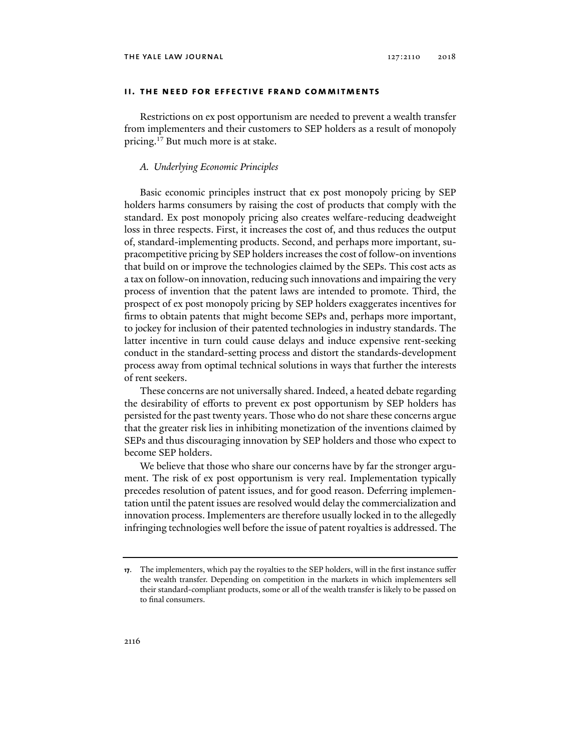## II. THE NEED FOR EFFECTIVE FRAND COMMITMENTS

Restrictions on ex post opportunism are needed to prevent a wealth transfer from implementers and their customers to SEP holders as a result of monopoly pricing.[17] But much more is at stake.

### *A. Underlying Economic Principles*

Basic economic principles instruct that ex post monopoly pricing by SEP holders harms consumers by raising the cost of products that comply with the standard. Ex post monopoly pricing also creates welfare-reducing deadweight loss in three respects. First, it increases the cost of, and thus reduces the output of, standard-implementing products. Second, and perhaps more important, supracompetitive pricing by SEP holders increases the cost of follow-on inventions that build on or improve the technologies claimed by the SEPs. This cost acts as a tax on follow-on innovation, reducing such innovations and impairing the very process of invention that the patent laws are intended to promote. Third, the prospect of ex post monopoly pricing by SEP holders exaggerates incentives for firms to obtain patents that might become SEPs and, perhaps more important, to jockey for inclusion of their patented technologies in industry standards. The latter incentive in turn could cause delays and induce expensive rent-seeking conduct in the standard-setting process and distort the standards-development process away from optimal technical solutions in ways that further the interests of rent seekers.

These concerns are not universally shared. Indeed, a heated debate regarding the desirability of efforts to prevent ex post opportunism by SEP holders has persisted for the past twenty years. Those who do not share these concerns argue that the greater risk lies in inhibiting monetization of the inventions claimed by SEPs and thus discouraging innovation by SEP holders and those who expect to become SEP holders.

We believe that those who share our concerns have by far the stronger argument. The risk of ex post opportunism is very real. Implementation typically precedes resolution of patent issues, and for good reason. Deferring implementation until the patent issues are resolved would delay the commercialization and innovation process. Implementers are therefore usually locked in to the allegedly infringing technologies well before the issue of patent royalties is addressed. The

---

17. The implementers, which pay the royalties to the SEP holders, will in the first instance suffer the wealth transfer. Depending on competition in the markets in which implementers sell their standard-compliant products, some or all of the wealth transfer is likely to be passed on to final consumers.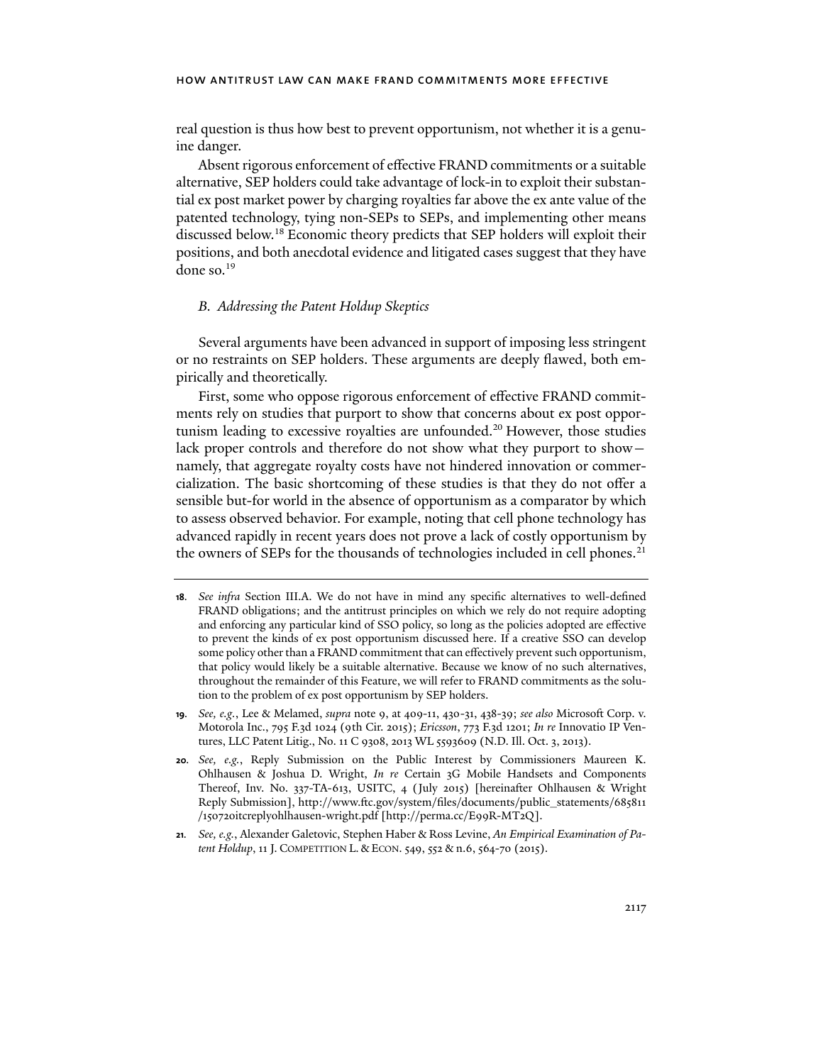real question is thus how best to prevent opportunism, not whether it is a genuine danger.

Absent rigorous enforcement of effective FRAND commitments or a suitable alternative, SEP holders could take advantage of lock-in to exploit their substantial ex post market power by charging royalties far above the ex ante value of the patented technology, tying non-SEPs to SEPs, and implementing other means discussed below.[18] Economic theory predicts that SEP holders will exploit their positions, and both anecdotal evidence and litigated cases suggest that they have done so.[19]

### *B. Addressing the Patent Holdup Skeptics*

Several arguments have been advanced in support of imposing less stringent or no restraints on SEP holders. These arguments are deeply flawed, both empirically and theoretically.

First, some who oppose rigorous enforcement of effective FRAND commitments rely on studies that purport to show that concerns about ex post opportunism leading to excessive royalties are unfounded.[20] However, those studies lack proper controls and therefore do not show what they purport to show—namely, that aggregate royalty costs have not hindered innovation or commercialization. The basic shortcoming of these studies is that they do not offer a sensible but-for world in the absence of opportunism as a comparator by which to assess observed behavior. For example, noting that cell phone technology has advanced rapidly in recent years does not prove a lack of costly opportunism by the owners of SEPs for the thousands of technologies included in cell phones.[21]

---

**18.** *See infra* Section III.A. We do not have in mind any specific alternatives to well-defined FRAND obligations; and the antitrust principles on which we rely do not require adopting and enforcing any particular kind of SSO policy, so long as the policies adopted are effective to prevent the kinds of ex post opportunism discussed here. If a creative SSO can develop some policy other than a FRAND commitment that can effectively prevent such opportunism, that policy would likely be a suitable alternative. Because we know of no such alternatives, throughout the remainder of this Feature, we will refer to FRAND commitments as the solution to the problem of ex post opportunism by SEP holders.

**19.** *See, e.g.*, Lee & Melamed, *supra* note 9, at 409-11, 430-31, 438-39; *see also* Microsoft Corp. v. Motorola Inc., 795 F.3d 1024 (9th Cir. 2015); *Ericsson*, 773 F.3d 1201; *In re* Innovatio IP Ventures, LLC Patent Litig., No. 11 C 9308, 2013 WL 5593609 (N.D. Ill. Oct. 3, 2013).

**20.** *See, e.g.*, Reply Submission on the Public Interest by Commissioners Maureen K. Ohlhausen & Joshua D. Wright, *In re* Certain 3G Mobile Handsets and Components Thereof, Inv. No. 337-TA-613, USITC, 4 (July 2015) [hereinafter Ohlhausen & Wright Reply Submission], http://www.ftc.gov/system/files/documents/public_statements/685811/150720itcreplyohlhausen-wright.pdf [http://perma.cc/E99R-MT2Q].

**21.** *See, e.g.*, Alexander Galetovic, Stephen Haber & Ross Levine, *An Empirical Examination of Patent Holdup*, 11 J. COMPETITION L. & ECON. 549, 552 & n.6, 564-70 (2015).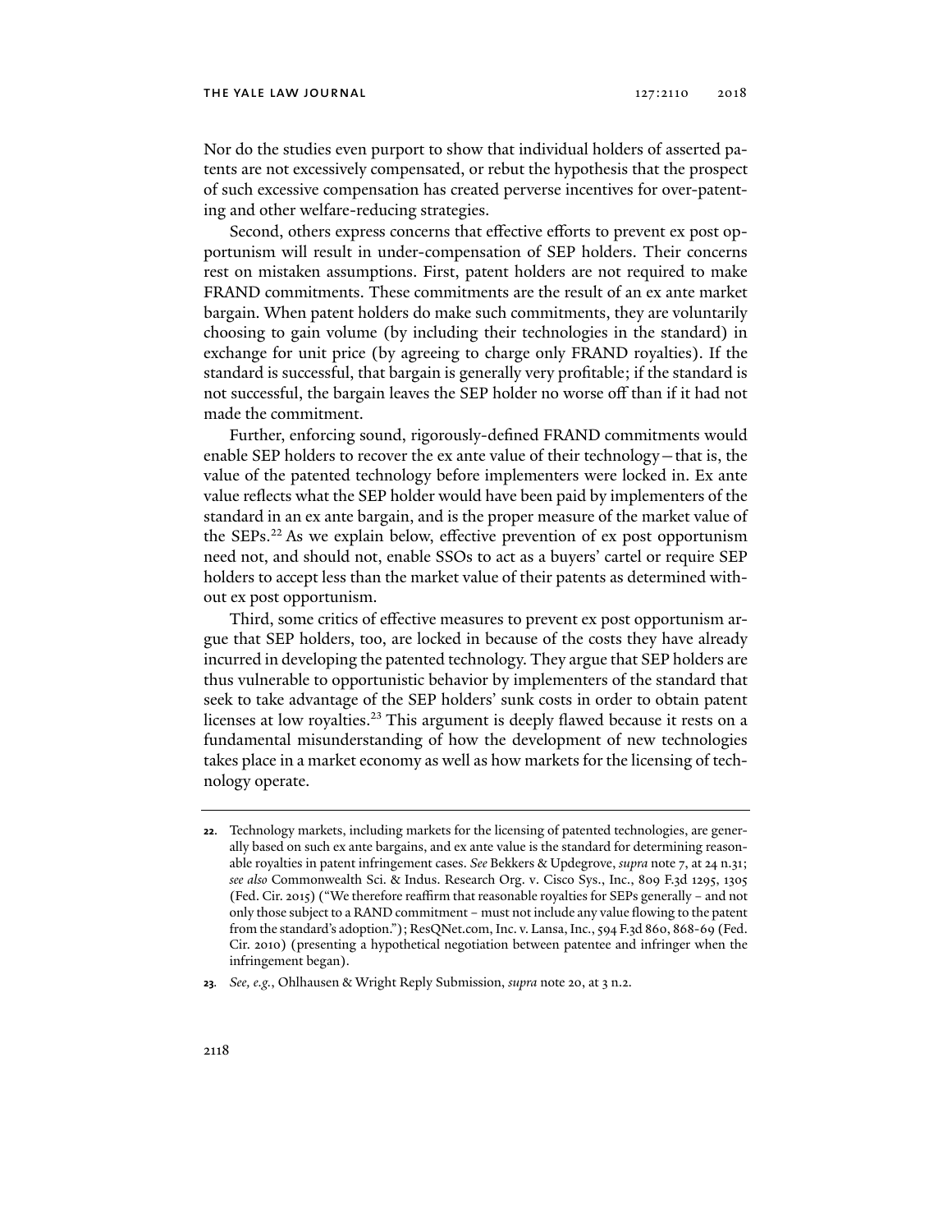Nor do the studies even purport to show that individual holders of asserted patents are not excessively compensated, or rebut the hypothesis that the prospect of such excessive compensation has created perverse incentives for over-patenting and other welfare-reducing strategies.

Second, others express concerns that effective efforts to prevent ex post opportunism will result in under-compensation of SEP holders. Their concerns rest on mistaken assumptions. First, patent holders are not required to make FRAND commitments. These commitments are the result of an ex ante market bargain. When patent holders do make such commitments, they are voluntarily choosing to gain volume (by including their technologies in the standard) in exchange for unit price (by agreeing to charge only FRAND royalties). If the standard is successful, that bargain is generally very profitable; if the standard is not successful, the bargain leaves the SEP holder no worse off than if it had not made the commitment.

Further, enforcing sound, rigorously-defined FRAND commitments would enable SEP holders to recover the ex ante value of their technology—that is, the value of the patented technology before implementers were locked in. Ex ante value reflects what the SEP holder would have been paid by implementers of the standard in an ex ante bargain, and is the proper measure of the market value of the SEPs.[22] As we explain below, effective prevention of ex post opportunism need not, and should not, enable SSOs to act as a buyers' cartel or require SEP holders to accept less than the market value of their patents as determined without ex post opportunism.

Third, some critics of effective measures to prevent ex post opportunism argue that SEP holders, too, are locked in because of the costs they have already incurred in developing the patented technology. They argue that SEP holders are thus vulnerable to opportunistic behavior by implementers of the standard that seek to take advantage of the SEP holders' sunk costs in order to obtain patent licenses at low royalties.[23] This argument is deeply flawed because it rests on a fundamental misunderstanding of how the development of new technologies takes place in a market economy as well as how markets for the licensing of technology operate.

---

**22.** Technology markets, including markets for the licensing of patented technologies, are generally based on such ex ante bargains, and ex ante value is the standard for determining reasonable royalties in patent infringement cases. *See* Bekkers & Updegrove, *supra* note 7, at 24 n.31; *see also* Commonwealth Sci. & Indus. Research Org. v. Cisco Sys., Inc., 809 F.3d 1295, 1305 (Fed. Cir. 2015) ("We therefore reaffirm that reasonable royalties for SEPs generally – and not only those subject to a RAND commitment – must not include any value flowing to the patent from the standard's adoption."); ResQNet.com, Inc. v. Lansa, Inc., 594 F.3d 860, 868-69 (Fed. Cir. 2010) (presenting a hypothetical negotiation between patentee and infringer when the infringement began).

**23.** *See, e.g.*, Ohlhausen & Wright Reply Submission, *supra* note 20, at 3 n.2.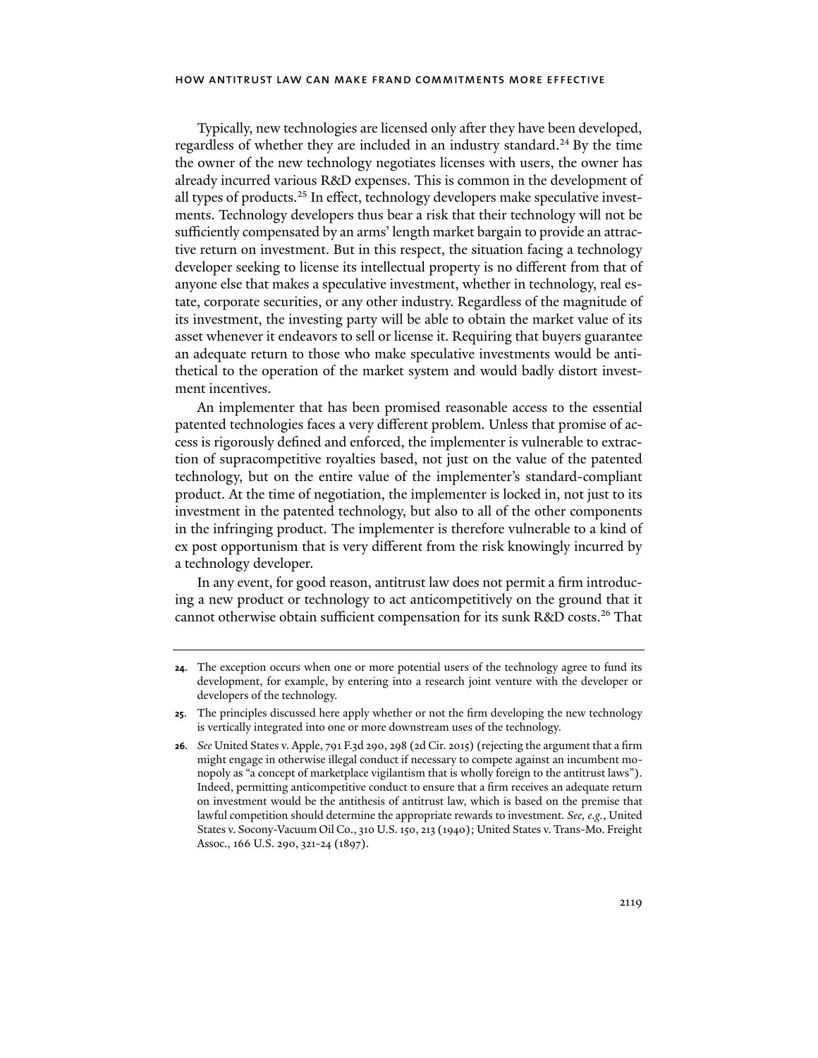Typically, new technologies are licensed only after they have been developed, regardless of whether they are included in an industry standard.[24] By the time the owner of the new technology negotiates licenses with users, the owner has already incurred various R&D expenses. This is common in the development of all types of products.[25] In effect, technology developers make speculative investments. Technology developers thus bear a risk that their technology will not be sufficiently compensated by an arms' length market bargain to provide an attractive return on investment. But in this respect, the situation facing a technology developer seeking to license its intellectual property is no different from that of anyone else that makes a speculative investment, whether in technology, real estate, corporate securities, or any other industry. Regardless of the magnitude of its investment, the investing party will be able to obtain the market value of its asset whenever it endeavors to sell or license it. Requiring that buyers guarantee an adequate return to those who make speculative investments would be antithetical to the operation of the market system and would badly distort investment incentives.

An implementer that has been promised reasonable access to the essential patented technologies faces a very different problem. Unless that promise of access is rigorously defined and enforced, the implementer is vulnerable to extraction of supracompetitive royalties based, not just on the value of the patented technology, but on the entire value of the implementer's standard-compliant product. At the time of negotiation, the implementer is locked in, not just to its investment in the patented technology, but also to all of the other components in the infringing product. The implementer is therefore vulnerable to a kind of ex post opportunism that is very different from the risk knowingly incurred by a technology developer.

In any event, for good reason, antitrust law does not permit a firm introducing a new product or technology to act anticompetitively on the ground that it cannot otherwise obtain sufficient compensation for its sunk R&D costs.[26] That

---

**24.** The exception occurs when one or more potential users of the technology agree to fund its development, for example, by entering into a research joint venture with the developer or developers of the technology.

**25.** The principles discussed here apply whether or not the firm developing the new technology is vertically integrated into one or more downstream uses of the technology.

**26.** *See* United States v. Apple, 791 F.3d 290, 298 (2d Cir. 2015) (rejecting the argument that a firm might engage in otherwise illegal conduct if necessary to compete against an incumbent monopoly as "a concept of marketplace vigilantism that is wholly foreign to the antitrust laws"). Indeed, permitting anticompetitive conduct to ensure that a firm receives an adequate return on investment would be the antithesis of antitrust law, which is based on the premise that lawful competition should determine the appropriate rewards to investment. *See, e.g.*, United States v. Socony-Vacuum Oil Co., 310 U.S. 150, 213 (1940); United States v. Trans-Mo. Freight Assoc., 166 U.S. 290, 321-24 (1897).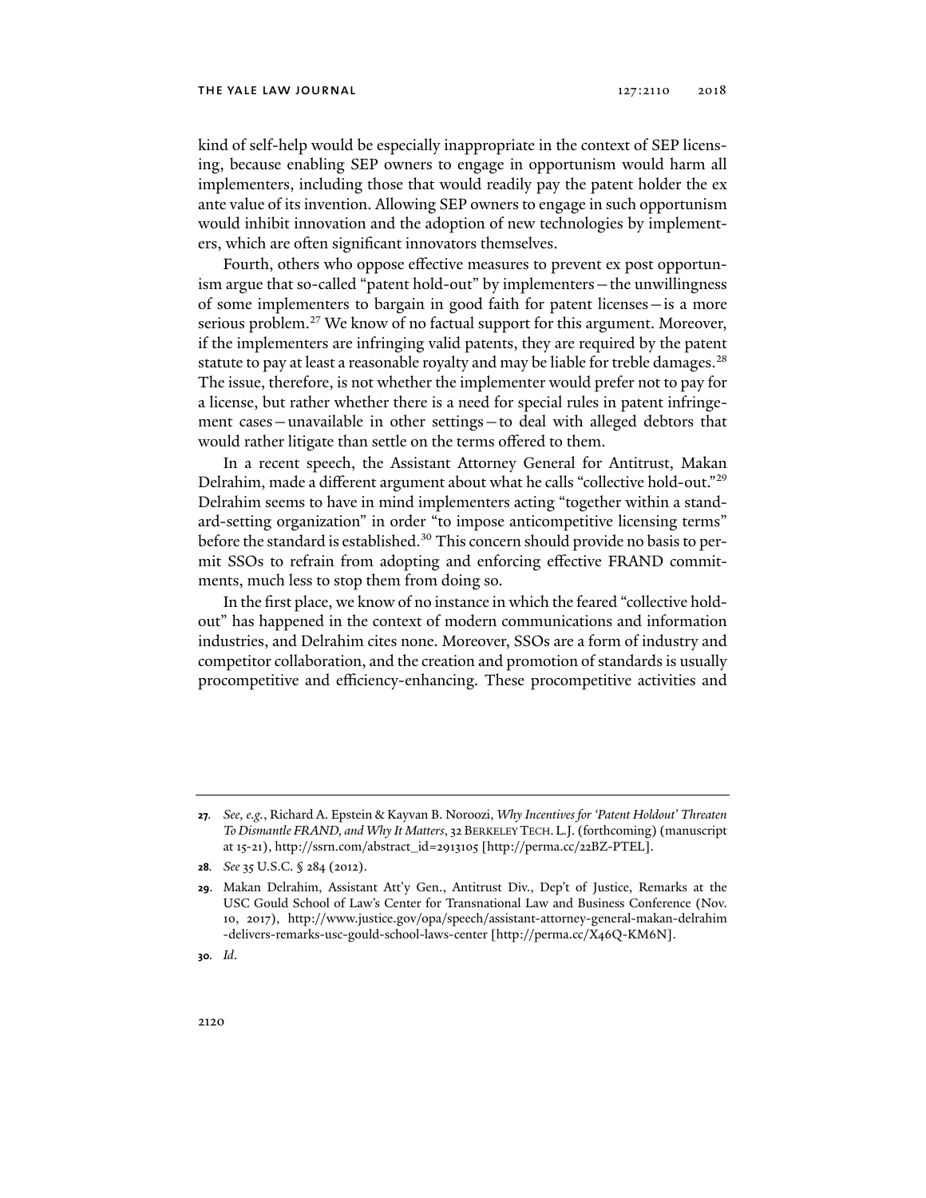kind of self-help would be especially inappropriate in the context of SEP licensing, because enabling SEP owners to engage in opportunism would harm all implementers, including those that would readily pay the patent holder the ex ante value of its invention. Allowing SEP owners to engage in such opportunism would inhibit innovation and the adoption of new technologies by implementers, which are often significant innovators themselves.

Fourth, others who oppose effective measures to prevent ex post opportunism argue that so-called "patent hold-out" by implementers—the unwillingness of some implementers to bargain in good faith for patent licenses—is a more serious problem.[27] We know of no factual support for this argument. Moreover, if the implementers are infringing valid patents, they are required by the patent statute to pay at least a reasonable royalty and may be liable for treble damages.[28] The issue, therefore, is not whether the implementer would prefer not to pay for a license, but rather whether there is a need for special rules in patent infringement cases—unavailable in other settings—to deal with alleged debtors that would rather litigate than settle on the terms offered to them.

In a recent speech, the Assistant Attorney General for Antitrust, Makan Delrahim, made a different argument about what he calls "collective hold-out."[29] Delrahim seems to have in mind implementers acting "together within a standard-setting organization" in order "to impose anticompetitive licensing terms" before the standard is established.[30] This concern should provide no basis to permit SSOs to refrain from adopting and enforcing effective FRAND commitments, much less to stop them from doing so.

In the first place, we know of no instance in which the feared "collective hold-out" has happened in the context of modern communications and information industries, and Delrahim cites none. Moreover, SSOs are a form of industry and competitor collaboration, and the creation and promotion of standards is usually procompetitive and efficiency-enhancing. These procompetitive activities and

---

**27.** *See, e.g.*, Richard A. Epstein & Kayvan B. Noroozi, *Why Incentives for 'Patent Holdout' Threaten To Dismantle FRAND, and Why It Matters*, 32 BERKELEY TECH. L.J. (forthcoming) (manuscript at 15-21), http://ssrn.com/abstract_id=2913105 [http://perma.cc/22BZ-PTEL].

**28.** *See* 35 U.S.C. § 284 (2012).

**29.** Makan Delrahim, Assistant Att'y Gen., Antitrust Div., Dep't of Justice, Remarks at the USC Gould School of Law's Center for Transnational Law and Business Conference (Nov. 10, 2017), http://www.justice.gov/opa/speech/assistant-attorney-general-makan-delrahim-delivers-remarks-usc-gould-school-laws-center [http://perma.cc/X46Q-KM6N].

**30.** *Id.*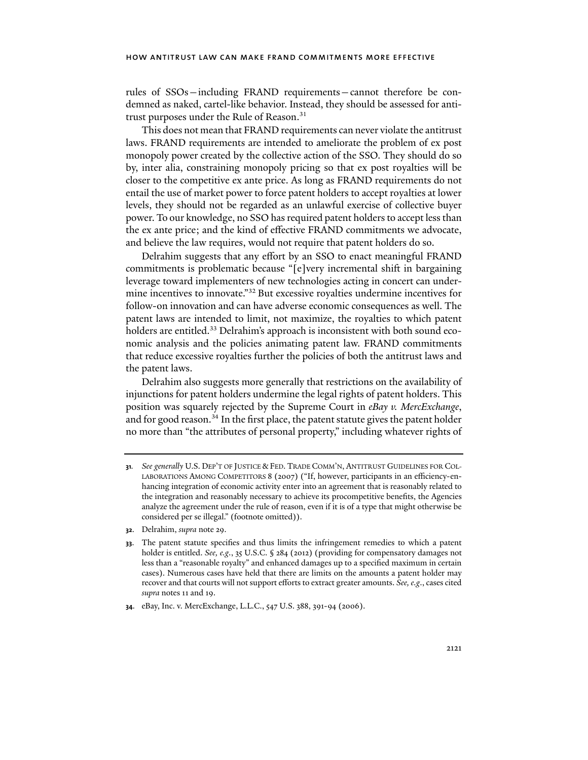rules of SSOs—including FRAND requirements—cannot therefore be condemned as naked, cartel-like behavior. Instead, they should be assessed for antitrust purposes under the Rule of Reason.[31]

This does not mean that FRAND requirements can never violate the antitrust laws. FRAND requirements are intended to ameliorate the problem of ex post monopoly power created by the collective action of the SSO. They should do so by, inter alia, constraining monopoly pricing so that ex post royalties will be closer to the competitive ex ante price. As long as FRAND requirements do not entail the use of market power to force patent holders to accept royalties at lower levels, they should not be regarded as an unlawful exercise of collective buyer power. To our knowledge, no SSO has required patent holders to accept less than the ex ante price; and the kind of effective FRAND commitments we advocate, and believe the law requires, would not require that patent holders do so.

Delrahim suggests that any effort by an SSO to enact meaningful FRAND commitments is problematic because "[e]very incremental shift in bargaining leverage toward implementers of new technologies acting in concert can undermine incentives to innovate."[32] But excessive royalties undermine incentives for follow-on innovation and can have adverse economic consequences as well. The patent laws are intended to limit, not maximize, the royalties to which patent holders are entitled.[33] Delrahim's approach is inconsistent with both sound economic analysis and the policies animating patent law. FRAND commitments that reduce excessive royalties further the policies of both the antitrust laws and the patent laws.

Delrahim also suggests more generally that restrictions on the availability of injunctions for patent holders undermine the legal rights of patent holders. This position was squarely rejected by the Supreme Court in *eBay v. MercExchange*, and for good reason.[34] In the first place, the patent statute gives the patent holder no more than "the attributes of personal property," including whatever rights of

---

**31.** *See generally* U.S. DEP'T OF JUSTICE & FED. TRADE COMM'N, ANTITRUST GUIDELINES FOR COLLABORATIONS AMONG COMPETITORS 8 (2007) ("If, however, participants in an efficiency-enhancing integration of economic activity enter into an agreement that is reasonably related to the integration and reasonably necessary to achieve its procompetitive benefits, the Agencies analyze the agreement under the rule of reason, even if it is of a type that might otherwise be considered per se illegal." (footnote omitted)).

**32.** Delrahim, *supra* note 29.

**33.** The patent statute specifies and thus limits the infringement remedies to which a patent holder is entitled. *See, e.g.*, 35 U.S.C. § 284 (2012) (providing for compensatory damages not less than a "reasonable royalty" and enhanced damages up to a specified maximum in certain cases). Numerous cases have held that there are limits on the amounts a patent holder may recover and that courts will not support efforts to extract greater amounts. *See, e.g.*, cases cited *supra* notes 11 and 19.

**34.** eBay, Inc. v. MercExchange, L.L.C., 547 U.S. 388, 391-94 (2006).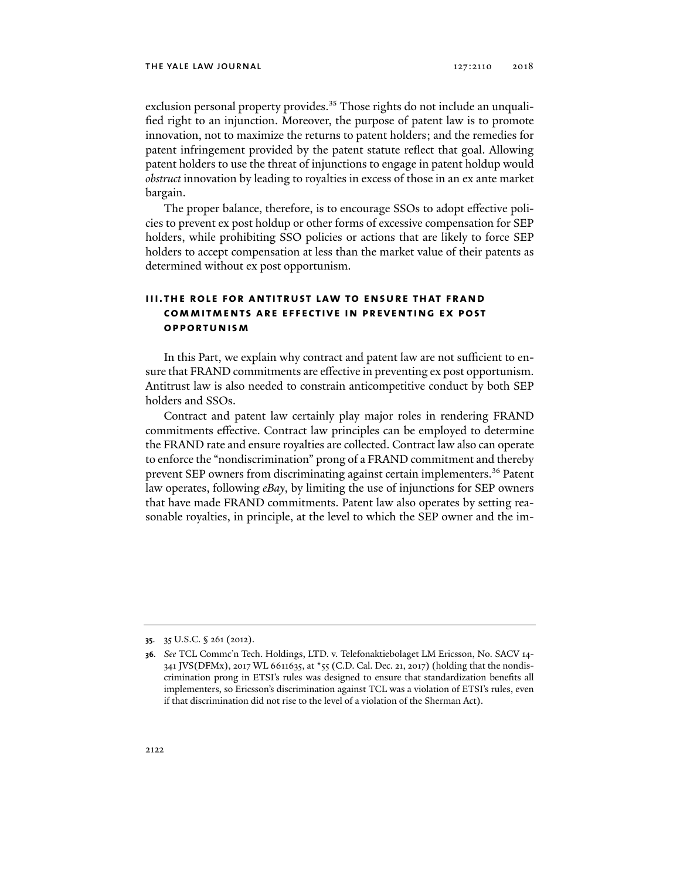exclusion personal property provides.[35] Those rights do not include an unqualified right to an injunction. Moreover, the purpose of patent law is to promote innovation, not to maximize the returns to patent holders; and the remedies for patent infringement provided by the patent statute reflect that goal. Allowing patent holders to use the threat of injunctions to engage in patent holdup would *obstruct* innovation by leading to royalties in excess of those in an ex ante market bargain.

The proper balance, therefore, is to encourage SSOs to adopt effective policies to prevent ex post holdup or other forms of excessive compensation for SEP holders, while prohibiting SSO policies or actions that are likely to force SEP holders to accept compensation at less than the market value of their patents as determined without ex post opportunism.

## III. THE ROLE FOR ANTITRUST LAW TO ENSURE THAT FRAND COMMITMENTS ARE EFFECTIVE IN PREVENTING EX POST OPPORTUNISM

In this Part, we explain why contract and patent law are not sufficient to ensure that FRAND commitments are effective in preventing ex post opportunism. Antitrust law is also needed to constrain anticompetitive conduct by both SEP holders and SSOs.

Contract and patent law certainly play major roles in rendering FRAND commitments effective. Contract law principles can be employed to determine the FRAND rate and ensure royalties are collected. Contract law also can operate to enforce the "nondiscrimination" prong of a FRAND commitment and thereby prevent SEP owners from discriminating against certain implementers.[36] Patent law operates, following *eBay*, by limiting the use of injunctions for SEP owners that have made FRAND commitments. Patent law also operates by setting reasonable royalties, in principle, at the level to which the SEP owner and the im-

---

**35.** 35 U.S.C. § 261 (2012).

**36.** *See* TCL Commc'n Tech. Holdings, LTD. v. Telefonaktiebolaget LM Ericsson, No. SACV 14-341 JVS(DFMx), 2017 WL 6611635, at *55 (C.D. Cal. Dec. 21, 2017) (holding that the nondiscrimination prong in ETSI's rules was designed to ensure that standardization benefits all implementers, so Ericsson's discrimination against TCL was a violation of ETSI's rules, even if that discrimination did not rise to the level of a violation of the Sherman Act).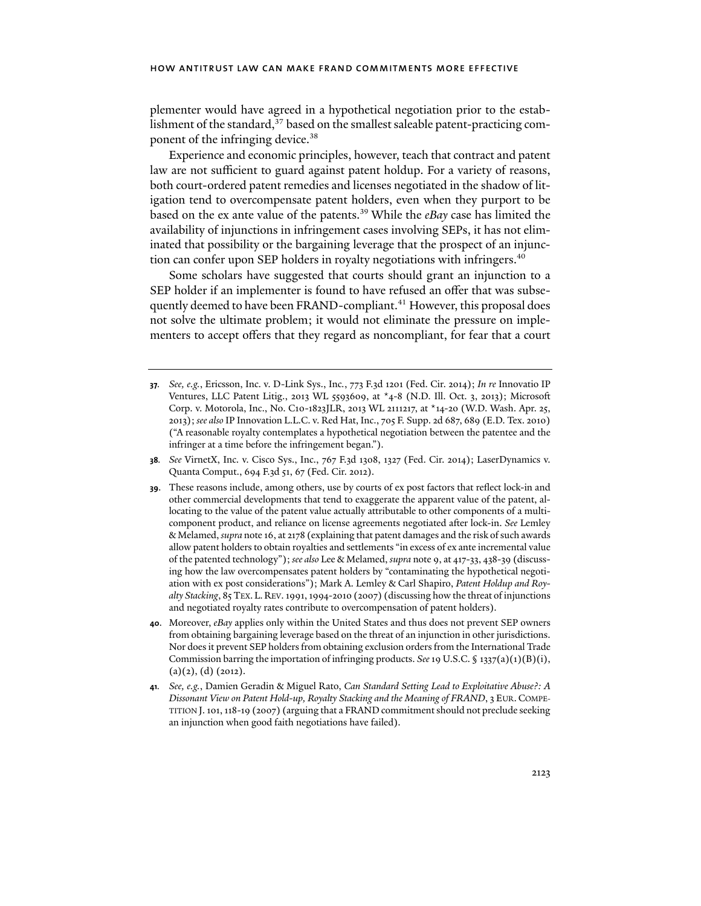plementer would have agreed in a hypothetical negotiation prior to the establishment of the standard,[37] based on the smallest saleable patent-practicing component of the infringing device.[38]

Experience and economic principles, however, teach that contract and patent law are not sufficient to guard against patent holdup. For a variety of reasons, both court-ordered patent remedies and licenses negotiated in the shadow of litigation tend to overcompensate patent holders, even when they purport to be based on the ex ante value of the patents.[39] While the *eBay* case has limited the availability of injunctions in infringement cases involving SEPs, it has not eliminated that possibility or the bargaining leverage that the prospect of an injunction can confer upon SEP holders in royalty negotiations with infringers.[40]

Some scholars have suggested that courts should grant an injunction to a SEP holder if an implementer is found to have refused an offer that was subsequently deemed to have been FRAND-compliant.[41] However, this proposal does not solve the ultimate problem; it would not eliminate the pressure on implementers to accept offers that they regard as noncompliant, for fear that a court

---

37. *See, e.g.*, Ericsson, Inc. v. D-Link Sys., Inc., 773 F.3d 1201 (Fed. Cir. 2014); *In re* Innovatio IP Ventures, LLC Patent Litig., 2013 WL 5593609, at \*4-8 (N.D. Ill. Oct. 3, 2013); Microsoft Corp. v. Motorola, Inc., No. C10-1823JLR, 2013 WL 2111217, at \*14-20 (W.D. Wash. Apr. 25, 2013); *see also* IP Innovation L.L.C. v. Red Hat, Inc., 705 F. Supp. 2d 687, 689 (E.D. Tex. 2010) ("A reasonable royalty contemplates a hypothetical negotiation between the patentee and the infringer at a time before the infringement began.").

38. *See* VirnetX, Inc. v. Cisco Sys., Inc., 767 F.3d 1308, 1327 (Fed. Cir. 2014); LaserDynamics v. Quanta Comput., 694 F.3d 51, 67 (Fed. Cir. 2012).

39. These reasons include, among others, use by courts of ex post factors that reflect lock-in and other commercial developments that tend to exaggerate the apparent value of the patent, allocating to the value of the patent value actually attributable to other components of a multi-component product, and reliance on license agreements negotiated after lock-in. *See* Lemley & Melamed, *supra* note 16, at 2178 (explaining that patent damages and the risk of such awards allow patent holders to obtain royalties and settlements "in excess of ex ante incremental value of the patented technology"); *see also* Lee & Melamed, *supra* note 9, at 417-33, 438-39 (discussing how the law overcompensates patent holders by "contaminating the hypothetical negotiation with ex post considerations"); Mark A. Lemley & Carl Shapiro, *Patent Holdup and Royalty Stacking*, 85 TEX. L. REV. 1991, 1994-2010 (2007) (discussing how the threat of injunctions and negotiated royalty rates contribute to overcompensation of patent holders).

40. Moreover, *eBay* applies only within the United States and thus does not prevent SEP owners from obtaining bargaining leverage based on the threat of an injunction in other jurisdictions. Nor does it prevent SEP holders from obtaining exclusion orders from the International Trade Commission barring the importation of infringing products. *See* 19 U.S.C. § 1337(a)(1)(B)(i), (a)(2), (d) (2012).

41. *See, e.g.*, Damien Geradin & Miguel Rato, *Can Standard Setting Lead to Exploitative Abuse?: A Dissonant View on Patent Hold-up, Royalty Stacking and the Meaning of FRAND*, 3 EUR. COMPETITION J. 101, 118-19 (2007) (arguing that a FRAND commitment should not preclude seeking an injunction when good faith negotiations have failed).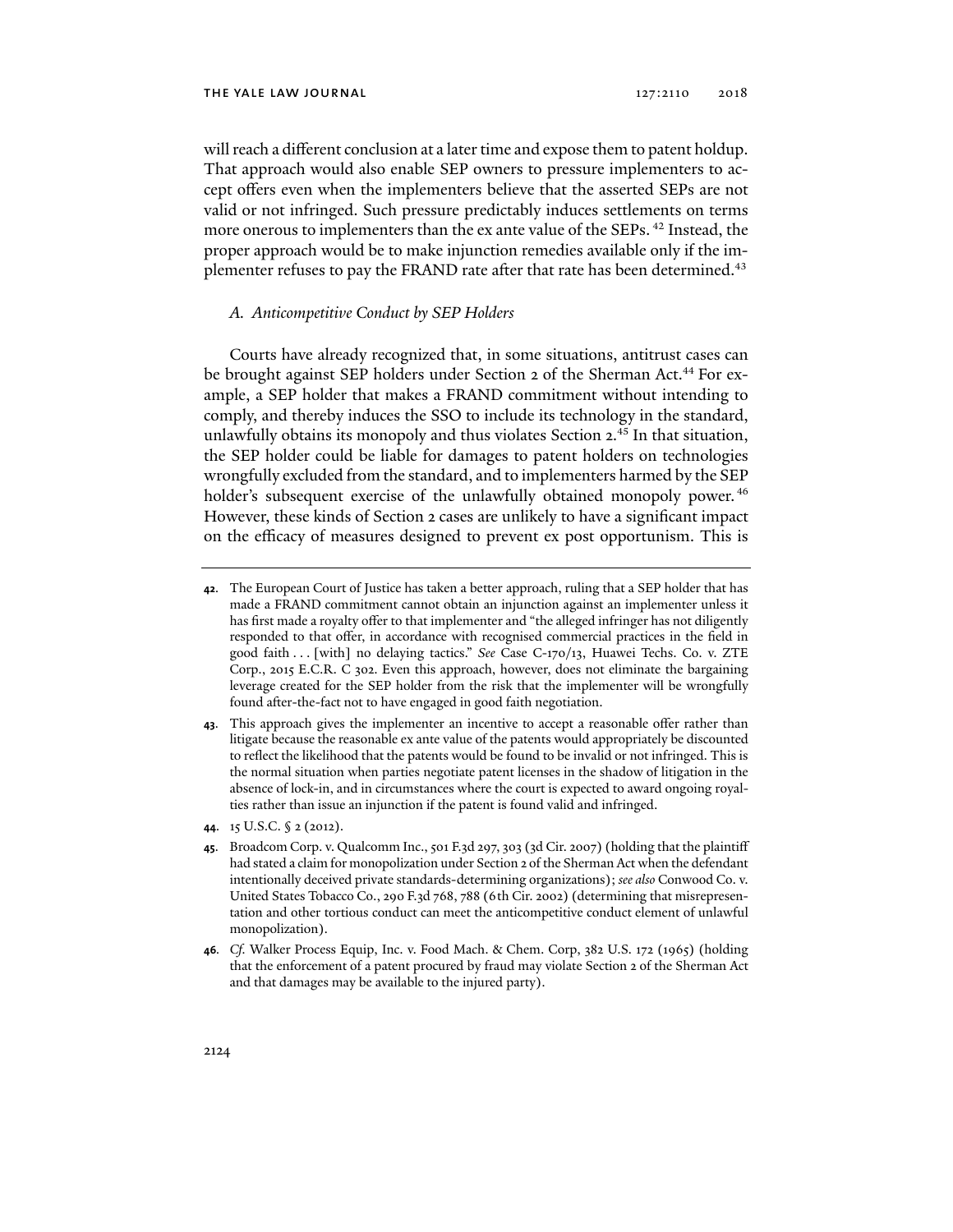will reach a different conclusion at a later time and expose them to patent holdup. That approach would also enable SEP owners to pressure implementers to accept offers even when the implementers believe that the asserted SEPs are not valid or not infringed. Such pressure predictably induces settlements on terms more onerous to implementers than the ex ante value of the SEPs.[42] Instead, the proper approach would be to make injunction remedies available only if the implementer refuses to pay the FRAND rate after that rate has been determined.[43]

### *A. Anticompetitive Conduct by SEP Holders*

Courts have already recognized that, in some situations, antitrust cases can be brought against SEP holders under Section 2 of the Sherman Act.[44] For example, a SEP holder that makes a FRAND commitment without intending to comply, and thereby induces the SSO to include its technology in the standard, unlawfully obtains its monopoly and thus violates Section 2.[45] In that situation, the SEP holder could be liable for damages to patent holders on technologies wrongfully excluded from the standard, and to implementers harmed by the SEP holder's subsequent exercise of the unlawfully obtained monopoly power.[46] However, these kinds of Section 2 cases are unlikely to have a significant impact on the efficacy of measures designed to prevent ex post opportunism. This is

---

**42.** The European Court of Justice has taken a better approach, ruling that a SEP holder that has made a FRAND commitment cannot obtain an injunction against an implementer unless it has first made a royalty offer to that implementer and "the alleged infringer has not diligently responded to that offer, in accordance with recognised commercial practices in the field in good faith . . . [with] no delaying tactics." *See* Case C-170/13, Huawei Techs. Co. v. ZTE Corp., 2015 E.C.R. C 302. Even this approach, however, does not eliminate the bargaining leverage created for the SEP holder from the risk that the implementer will be wrongfully found after-the-fact not to have engaged in good faith negotiation.

**43.** This approach gives the implementer an incentive to accept a reasonable offer rather than litigate because the reasonable ex ante value of the patents would appropriately be discounted to reflect the likelihood that the patents would be found to be invalid or not infringed. This is the normal situation when parties negotiate patent licenses in the shadow of litigation in the absence of lock-in, and in circumstances where the court is expected to award ongoing royalties rather than issue an injunction if the patent is found valid and infringed.

**44.** 15 U.S.C. § 2 (2012).

**45.** Broadcom Corp. v. Qualcomm Inc., 501 F.3d 297, 303 (3d Cir. 2007) (holding that the plaintiff had stated a claim for monopolization under Section 2 of the Sherman Act when the defendant intentionally deceived private standards-determining organizations); *see also* Conwood Co. v. United States Tobacco Co., 290 F.3d 768, 788 (6th Cir. 2002) (determining that misrepresentation and other tortious conduct can meet the anticompetitive conduct element of unlawful monopolization).

**46.** *Cf.* Walker Process Equip, Inc. v. Food Mach. & Chem. Corp, 382 U.S. 172 (1965) (holding that the enforcement of a patent procured by fraud may violate Section 2 of the Sherman Act and that damages may be available to the injured party).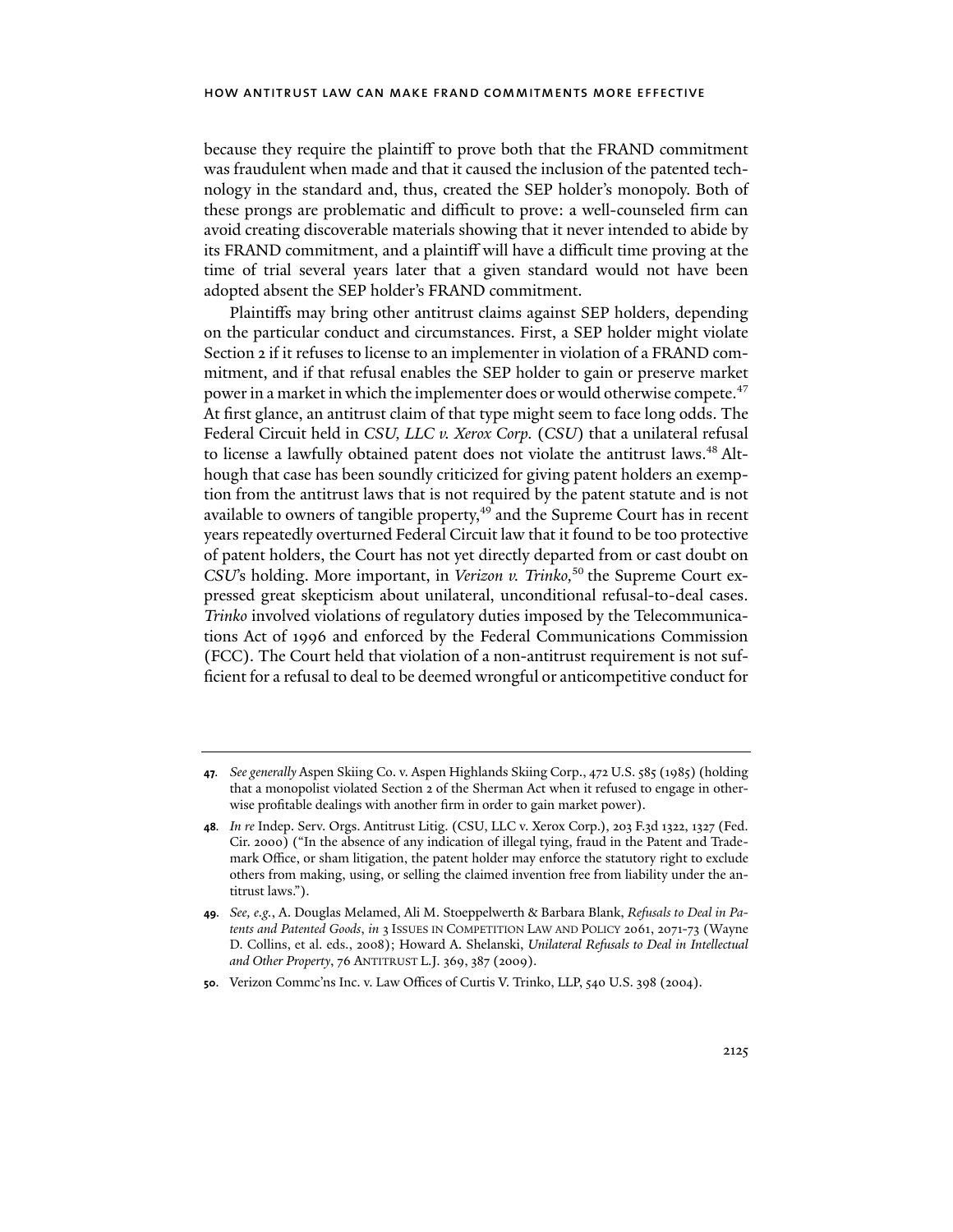because they require the plaintiff to prove both that the FRAND commitment was fraudulent when made and that it caused the inclusion of the patented technology in the standard and, thus, created the SEP holder's monopoly. Both of these prongs are problematic and difficult to prove: a well-counseled firm can avoid creating discoverable materials showing that it never intended to abide by its FRAND commitment, and a plaintiff will have a difficult time proving at the time of trial several years later that a given standard would not have been adopted absent the SEP holder's FRAND commitment.

Plaintiffs may bring other antitrust claims against SEP holders, depending on the particular conduct and circumstances. First, a SEP holder might violate Section 2 if it refuses to license to an implementer in violation of a FRAND commitment, and if that refusal enables the SEP holder to gain or preserve market power in a market in which the implementer does or would otherwise compete.[47] At first glance, an antitrust claim of that type might seem to face long odds. The Federal Circuit held in *CSU, LLC v. Xerox Corp.* (*CSU*) that a unilateral refusal to license a lawfully obtained patent does not violate the antitrust laws.[48] Although that case has been soundly criticized for giving patent holders an exemption from the antitrust laws that is not required by the patent statute and is not available to owners of tangible property,[49] and the Supreme Court has in recent years repeatedly overturned Federal Circuit law that it found to be too protective of patent holders, the Court has not yet directly departed from or cast doubt on *CSU*'s holding. More important, in *Verizon v. Trinko,*[50] the Supreme Court expressed great skepticism about unilateral, unconditional refusal-to-deal cases. *Trinko* involved violations of regulatory duties imposed by the Telecommunications Act of 1996 and enforced by the Federal Communications Commission (FCC). The Court held that violation of a non-antitrust requirement is not sufficient for a refusal to deal to be deemed wrongful or anticompetitive conduct for

---

**47.** *See generally* Aspen Skiing Co. v. Aspen Highlands Skiing Corp., 472 U.S. 585 (1985) (holding that a monopolist violated Section 2 of the Sherman Act when it refused to engage in otherwise profitable dealings with another firm in order to gain market power).

**48.** *In re* Indep. Serv. Orgs. Antitrust Litig. (CSU, LLC v. Xerox Corp.), 203 F.3d 1322, 1327 (Fed. Cir. 2000) ("In the absence of any indication of illegal tying, fraud in the Patent and Trademark Office, or sham litigation, the patent holder may enforce the statutory right to exclude others from making, using, or selling the claimed invention free from liability under the antitrust laws.").

**49.** *See, e.g.*, A. Douglas Melamed, Ali M. Stoeppelwerth & Barbara Blank, *Refusals to Deal in Patents and Patented Goods*, *in* 3 ISSUES IN COMPETITION LAW AND POLICY 2061, 2071-73 (Wayne D. Collins, et al. eds., 2008); Howard A. Shelanski, *Unilateral Refusals to Deal in Intellectual and Other Property*, 76 ANTITRUST L.J. 369, 387 (2009).

**50.** Verizon Commc'ns Inc. v. Law Offices of Curtis V. Trinko, LLP, 540 U.S. 398 (2004).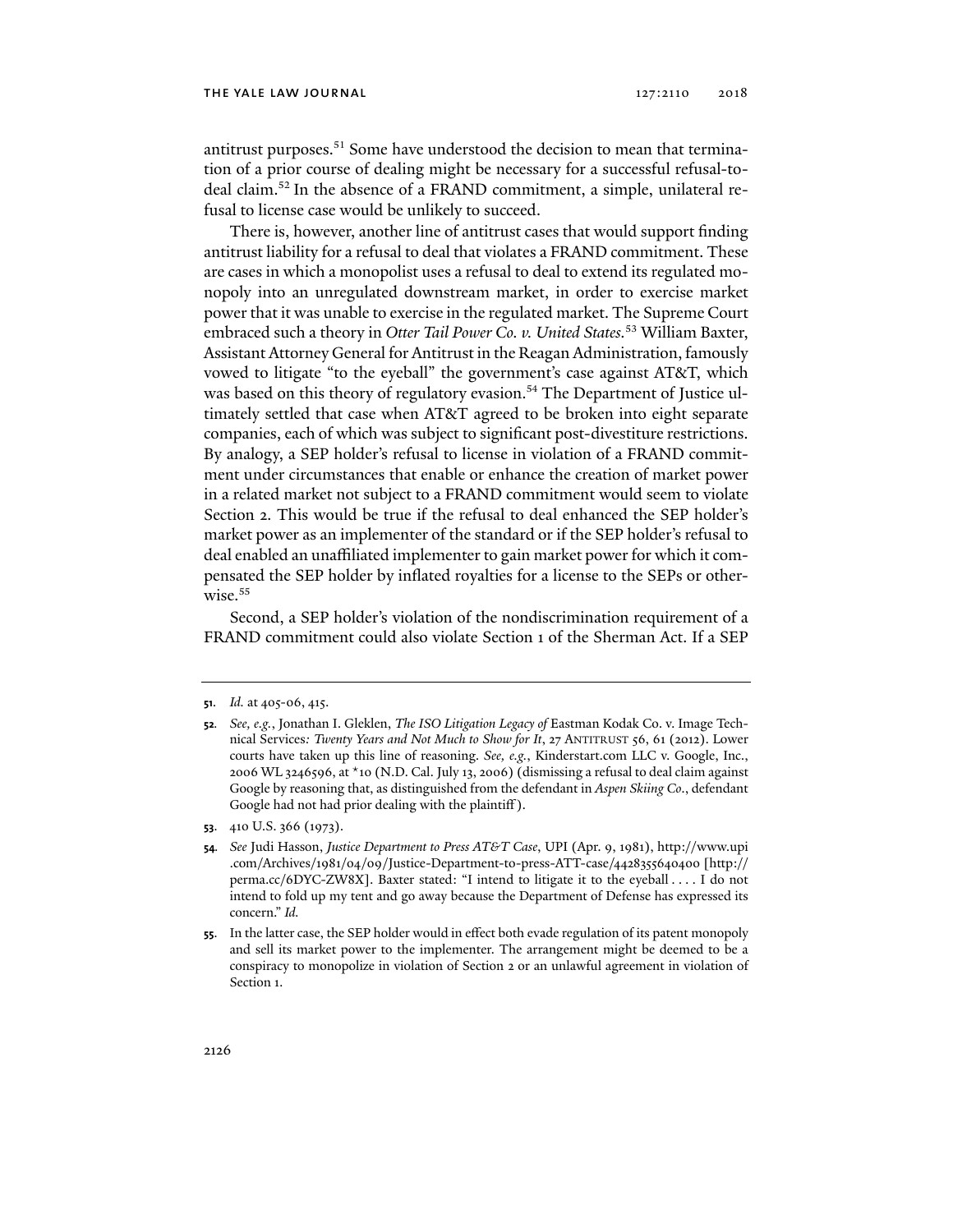antitrust purposes.[51] Some have understood the decision to mean that termination of a prior course of dealing might be necessary for a successful refusal-to-deal claim.[52] In the absence of a FRAND commitment, a simple, unilateral refusal to license case would be unlikely to succeed.

There is, however, another line of antitrust cases that would support finding antitrust liability for a refusal to deal that violates a FRAND commitment. These are cases in which a monopolist uses a refusal to deal to extend its regulated monopoly into an unregulated downstream market, in order to exercise market power that it was unable to exercise in the regulated market. The Supreme Court embraced such a theory in *Otter Tail Power Co. v. United States*.[53] William Baxter, Assistant Attorney General for Antitrust in the Reagan Administration, famously vowed to litigate "to the eyeball" the government's case against AT&T, which was based on this theory of regulatory evasion.[54] The Department of Justice ultimately settled that case when AT&T agreed to be broken into eight separate companies, each of which was subject to significant post-divestiture restrictions. By analogy, a SEP holder's refusal to license in violation of a FRAND commitment under circumstances that enable or enhance the creation of market power in a related market not subject to a FRAND commitment would seem to violate Section 2. This would be true if the refusal to deal enhanced the SEP holder's market power as an implementer of the standard or if the SEP holder's refusal to deal enabled an unaffiliated implementer to gain market power for which it compensated the SEP holder by inflated royalties for a license to the SEPs or otherwise.[55]

Second, a SEP holder's violation of the nondiscrimination requirement of a FRAND commitment could also violate Section 1 of the Sherman Act. If a SEP

---

**51.** *Id.* at 405-06, 415.

**52.** *See, e.g.*, Jonathan I. Gleklen, *The ISO Litigation Legacy of* Eastman Kodak Co. v. Image Technical Services*: Twenty Years and Not Much to Show for It*, 27 ANTITRUST 56, 61 (2012). Lower courts have taken up this line of reasoning. *See, e.g.*, Kinderstart.com LLC v. Google, Inc., 2006 WL 3246596, at *10 (N.D. Cal. July 13, 2006) (dismissing a refusal to deal claim against Google by reasoning that, as distinguished from the defendant in *Aspen Skiing Co.*, defendant Google had not had prior dealing with the plaintiff).

**53.** 410 U.S. 366 (1973).

**54.** *See* Judi Hasson, *Justice Department to Press AT&T Case*, UPI (Apr. 9, 1981), http://www.upi.com/Archives/1981/04/09/Justice-Department-to-press-ATT-case/4428355640400 [http://perma.cc/6DYC-ZW8X]. Baxter stated: "I intend to litigate it to the eyeball . . . . I do not intend to fold up my tent and go away because the Department of Defense has expressed its concern." *Id.*

**55.** In the latter case, the SEP holder would in effect both evade regulation of its patent monopoly and sell its market power to the implementer. The arrangement might be deemed to be a conspiracy to monopolize in violation of Section 2 or an unlawful agreement in violation of Section 1.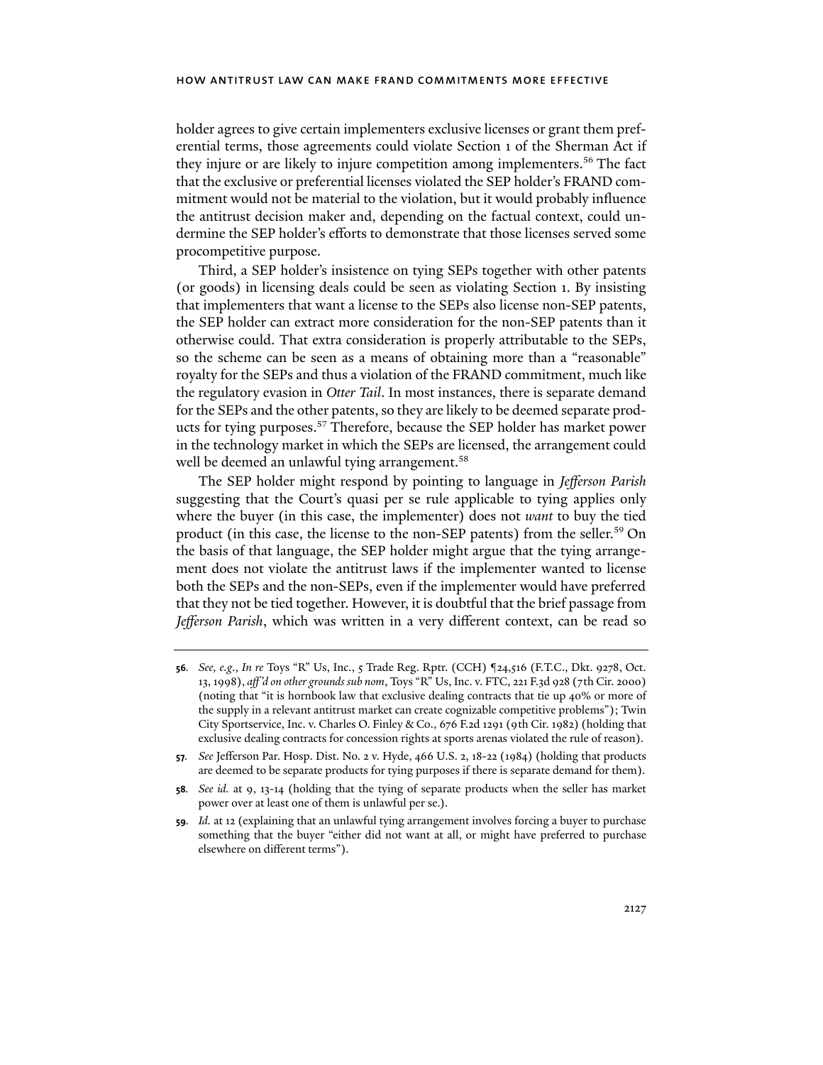holder agrees to give certain implementers exclusive licenses or grant them preferential terms, those agreements could violate Section 1 of the Sherman Act if they injure or are likely to injure competition among implementers.[56] The fact that the exclusive or preferential licenses violated the SEP holder's FRAND commitment would not be material to the violation, but it would probably influence the antitrust decision maker and, depending on the factual context, could undermine the SEP holder's efforts to demonstrate that those licenses served some procompetitive purpose.

Third, a SEP holder's insistence on tying SEPs together with other patents (or goods) in licensing deals could be seen as violating Section 1. By insisting that implementers that want a license to the SEPs also license non-SEP patents, the SEP holder can extract more consideration for the non-SEP patents than it otherwise could. That extra consideration is properly attributable to the SEPs, so the scheme can be seen as a means of obtaining more than a "reasonable" royalty for the SEPs and thus a violation of the FRAND commitment, much like the regulatory evasion in *Otter Tail*. In most instances, there is separate demand for the SEPs and the other patents, so they are likely to be deemed separate products for tying purposes.[57] Therefore, because the SEP holder has market power in the technology market in which the SEPs are licensed, the arrangement could well be deemed an unlawful tying arrangement.[58]

The SEP holder might respond by pointing to language in *Jefferson Parish* suggesting that the Court's quasi per se rule applicable to tying applies only where the buyer (in this case, the implementer) does not *want* to buy the tied product (in this case, the license to the non-SEP patents) from the seller.[59] On the basis of that language, the SEP holder might argue that the tying arrangement does not violate the antitrust laws if the implementer wanted to license both the SEPs and the non-SEPs, even if the implementer would have preferred that they not be tied together. However, it is doubtful that the brief passage from *Jefferson Parish*, which was written in a very different context, can be read so

---

**56**. *See, e.g.*, *In re* Toys "R" Us, Inc., 5 Trade Reg. Rptr. (CCH) ¶24,516 (F.T.C., Dkt. 9278, Oct. 13, 1998), *aff'd on other grounds sub nom*, Toys "R" Us, Inc. v. FTC, 221 F.3d 928 (7th Cir. 2000) (noting that "it is hornbook law that exclusive dealing contracts that tie up 40% or more of the supply in a relevant antitrust market can create cognizable competitive problems"); Twin City Sportservice, Inc. v. Charles O. Finley & Co., 676 F.2d 1291 (9th Cir. 1982) (holding that exclusive dealing contracts for concession rights at sports arenas violated the rule of reason).

**57**. *See* Jefferson Par. Hosp. Dist. No. 2 v. Hyde, 466 U.S. 2, 18-22 (1984) (holding that products are deemed to be separate products for tying purposes if there is separate demand for them).

**58**. *See id.* at 9, 13-14 (holding that the tying of separate products when the seller has market power over at least one of them is unlawful per se.).

**59**. *Id.* at 12 (explaining that an unlawful tying arrangement involves forcing a buyer to purchase something that the buyer "either did not want at all, or might have preferred to purchase elsewhere on different terms").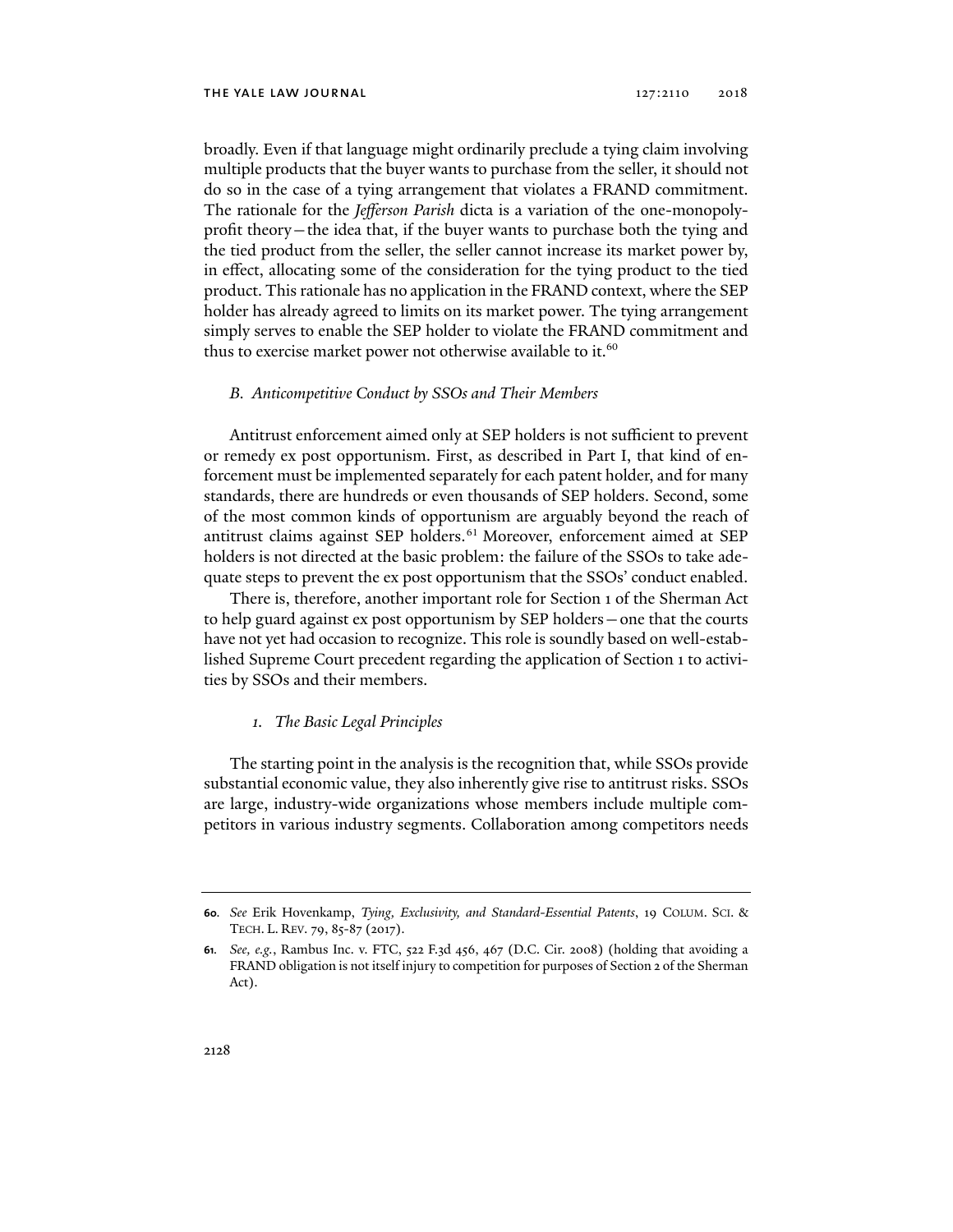broadly. Even if that language might ordinarily preclude a tying claim involving multiple products that the buyer wants to purchase from the seller, it should not do so in the case of a tying arrangement that violates a FRAND commitment. The rationale for the *Jefferson Parish* dicta is a variation of the one-monopoly-profit theory—the idea that, if the buyer wants to purchase both the tying and the tied product from the seller, the seller cannot increase its market power by, in effect, allocating some of the consideration for the tying product to the tied product. This rationale has no application in the FRAND context, where the SEP holder has already agreed to limits on its market power. The tying arrangement simply serves to enable the SEP holder to violate the FRAND commitment and thus to exercise market power not otherwise available to it.[60]

### *B. Anticompetitive Conduct by SSOs and Their Members*

Antitrust enforcement aimed only at SEP holders is not sufficient to prevent or remedy ex post opportunism. First, as described in Part I, that kind of enforcement must be implemented separately for each patent holder, and for many standards, there are hundreds or even thousands of SEP holders. Second, some of the most common kinds of opportunism are arguably beyond the reach of antitrust claims against SEP holders.[61] Moreover, enforcement aimed at SEP holders is not directed at the basic problem: the failure of the SSOs to take adequate steps to prevent the ex post opportunism that the SSOs' conduct enabled.

There is, therefore, another important role for Section 1 of the Sherman Act to help guard against ex post opportunism by SEP holders—one that the courts have not yet had occasion to recognize. This role is soundly based on well-established Supreme Court precedent regarding the application of Section 1 to activities by SSOs and their members.

#### *1. The Basic Legal Principles*

The starting point in the analysis is the recognition that, while SSOs provide substantial economic value, they also inherently give rise to antitrust risks. SSOs are large, industry-wide organizations whose members include multiple competitors in various industry segments. Collaboration among competitors needs

---

**60.** *See* Erik Hovenkamp, *Tying, Exclusivity, and Standard-Essential Patents*, 19 COLUM. SCI. & TECH. L. REV. 79, 85-87 (2017).

**61.** *See, e.g.*, Rambus Inc. v. FTC, 522 F.3d 456, 467 (D.C. Cir. 2008) (holding that avoiding a FRAND obligation is not itself injury to competition for purposes of Section 2 of the Sherman Act).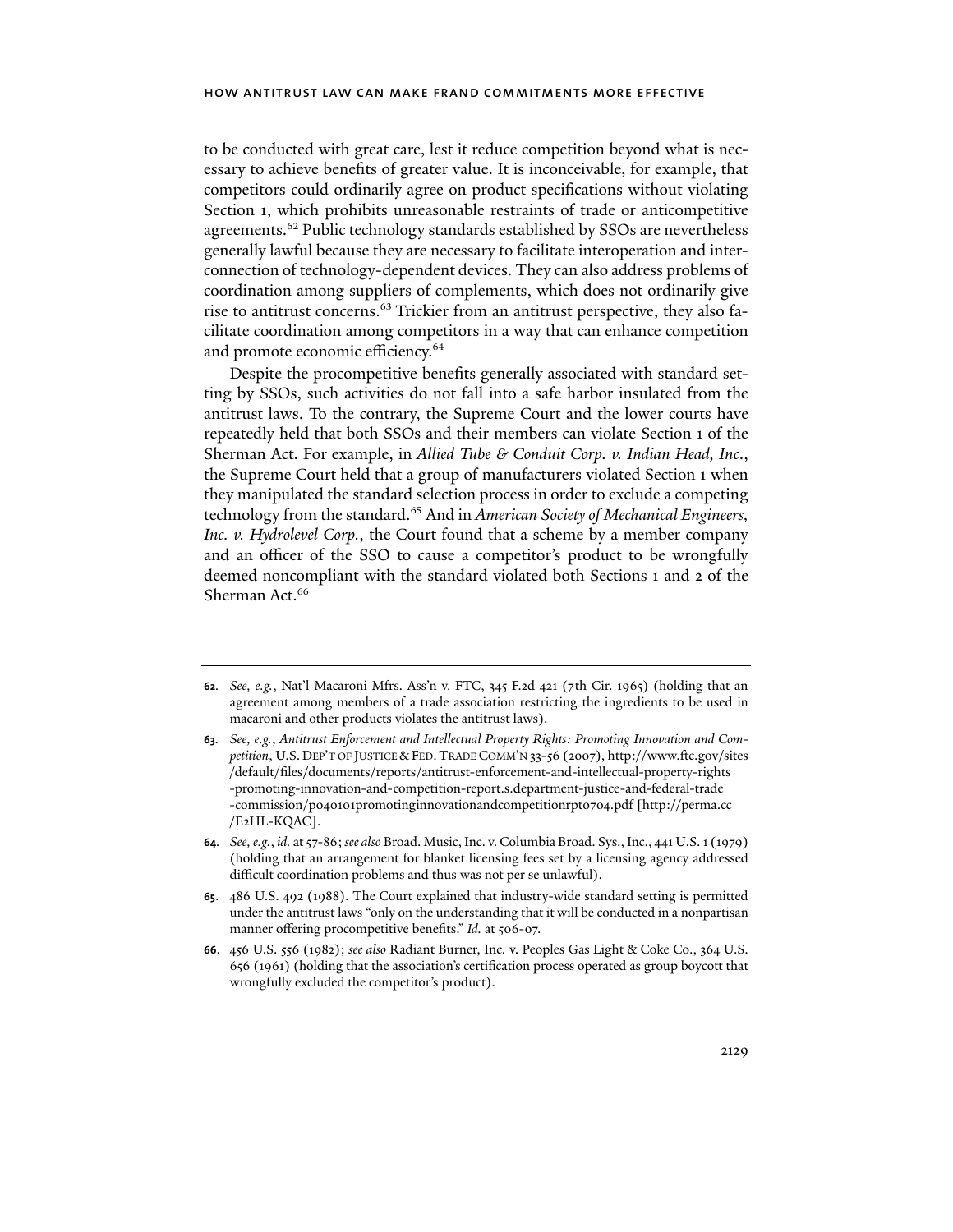to be conducted with great care, lest it reduce competition beyond what is necessary to achieve benefits of greater value. It is inconceivable, for example, that competitors could ordinarily agree on product specifications without violating Section 1, which prohibits unreasonable restraints of trade or anticompetitive agreements.[62] Public technology standards established by SSOs are nevertheless generally lawful because they are necessary to facilitate interoperation and interconnection of technology-dependent devices. They can also address problems of coordination among suppliers of complements, which does not ordinarily give rise to antitrust concerns.[63] Trickier from an antitrust perspective, they also facilitate coordination among competitors in a way that can enhance competition and promote economic efficiency.[64]

Despite the procompetitive benefits generally associated with standard setting by SSOs, such activities do not fall into a safe harbor insulated from the antitrust laws. To the contrary, the Supreme Court and the lower courts have repeatedly held that both SSOs and their members can violate Section 1 of the Sherman Act. For example, in *Allied Tube & Conduit Corp. v. Indian Head, Inc.*, the Supreme Court held that a group of manufacturers violated Section 1 when they manipulated the standard selection process in order to exclude a competing technology from the standard.[65] And in *American Society of Mechanical Engineers, Inc. v. Hydrolevel Corp.*, the Court found that a scheme by a member company and an officer of the SSO to cause a competitor's product to be wrongfully deemed noncompliant with the standard violated both Sections 1 and 2 of the Sherman Act.[66]

---

**62.** *See, e.g.*, Nat'l Macaroni Mfrs. Ass'n v. FTC, 345 F.2d 421 (7th Cir. 1965) (holding that an agreement among members of a trade association restricting the ingredients to be used in macaroni and other products violates the antitrust laws).

**63.** *See, e.g.*, *Antitrust Enforcement and Intellectual Property Rights: Promoting Innovation and Competition*, U.S. DEP'T OF JUSTICE & FED. TRADE COMM'N 33-56 (2007), http://www.ftc.gov/sites/default/files/documents/reports/antitrust-enforcement-and-intellectual-property-rights-promoting-innovation-and-competition-report.s.department-justice-and-federal-trade-commission/p040101promotinginnovationandcompetitionrpt0704.pdf [http://perma.cc/E2HL-KQAC].

**64.** *See, e.g.*, *id.* at 57-86; *see also* Broad. Music, Inc. v. Columbia Broad. Sys., Inc., 441 U.S. 1 (1979) (holding that an arrangement for blanket licensing fees set by a licensing agency addressed difficult coordination problems and thus was not per se unlawful).

**65.** 486 U.S. 492 (1988). The Court explained that industry-wide standard setting is permitted under the antitrust laws "only on the understanding that it will be conducted in a nonpartisan manner offering procompetitive benefits." *Id.* at 506-07.

**66.** 456 U.S. 556 (1982); *see also* Radiant Burner, Inc. v. Peoples Gas Light & Coke Co., 364 U.S. 656 (1961) (holding that the association's certification process operated as group boycott that wrongfully excluded the competitor's product).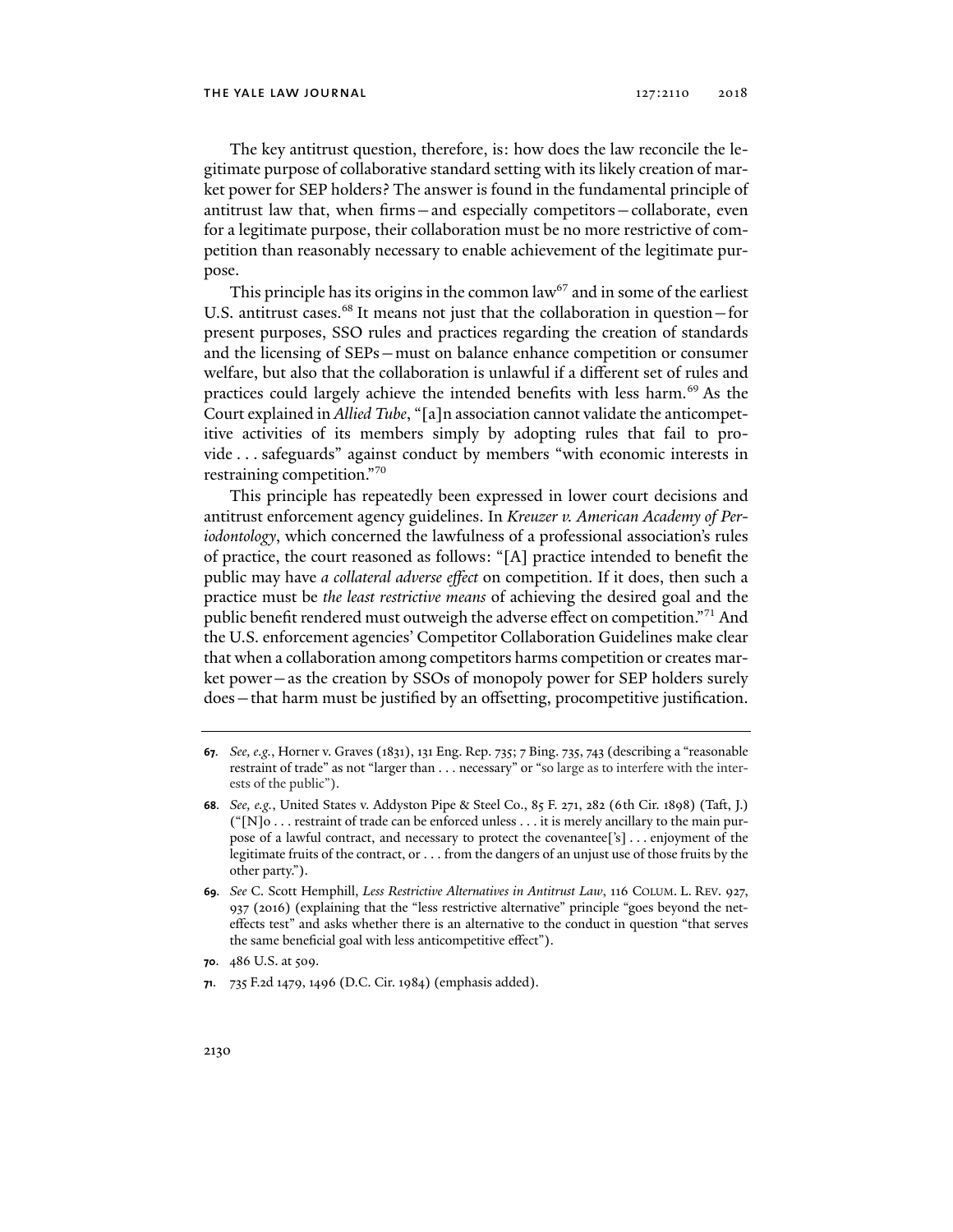The key antitrust question, therefore, is: how does the law reconcile the legitimate purpose of collaborative standard setting with its likely creation of market power for SEP holders? The answer is found in the fundamental principle of antitrust law that, when firms—and especially competitors—collaborate, even for a legitimate purpose, their collaboration must be no more restrictive of competition than reasonably necessary to enable achievement of the legitimate purpose.

This principle has its origins in the common law[67] and in some of the earliest U.S. antitrust cases.[68] It means not just that the collaboration in question—for present purposes, SSO rules and practices regarding the creation of standards and the licensing of SEPs—must on balance enhance competition or consumer welfare, but also that the collaboration is unlawful if a different set of rules and practices could largely achieve the intended benefits with less harm.[69] As the Court explained in *Allied Tube*, "[a]n association cannot validate the anticompetitive activities of its members simply by adopting rules that fail to provide . . . safeguards" against conduct by members "with economic interests in restraining competition."[70]

This principle has repeatedly been expressed in lower court decisions and antitrust enforcement agency guidelines. In *Kreuzer v. American Academy of Periodontology*, which concerned the lawfulness of a professional association's rules of practice, the court reasoned as follows: "[A] practice intended to benefit the public may have *a collateral adverse effect* on competition. If it does, then such a practice must be *the least restrictive means* of achieving the desired goal and the public benefit rendered must outweigh the adverse effect on competition."[71] And the U.S. enforcement agencies' Competitor Collaboration Guidelines make clear that when a collaboration among competitors harms competition or creates market power—as the creation by SSOs of monopoly power for SEP holders surely does—that harm must be justified by an offsetting, procompetitive justification.

---

67. *See, e.g.*, Horner v. Graves (1831), 131 Eng. Rep. 735; 7 Bing. 735, 743 (describing a "reasonable restraint of trade" as not "larger than . . . necessary" or "so large as to interfere with the interests of the public").

68. *See, e.g.*, United States v. Addyston Pipe & Steel Co., 85 F. 271, 282 (6th Cir. 1898) (Taft, J.) ("[N]o . . . restraint of trade can be enforced unless . . . it is merely ancillary to the main purpose of a lawful contract, and necessary to protect the covenantee['s] . . . enjoyment of the legitimate fruits of the contract, or . . . from the dangers of an unjust use of those fruits by the other party.").

69. *See* C. Scott Hemphill, *Less Restrictive Alternatives in Antitrust Law*, 116 COLUM. L. REV. 927, 937 (2016) (explaining that the "less restrictive alternative" principle "goes beyond the net-effects test" and asks whether there is an alternative to the conduct in question "that serves the same beneficial goal with less anticompetitive effect").

70. 486 U.S. at 509.

71. 735 F.2d 1479, 1496 (D.C. Cir. 1984) (emphasis added).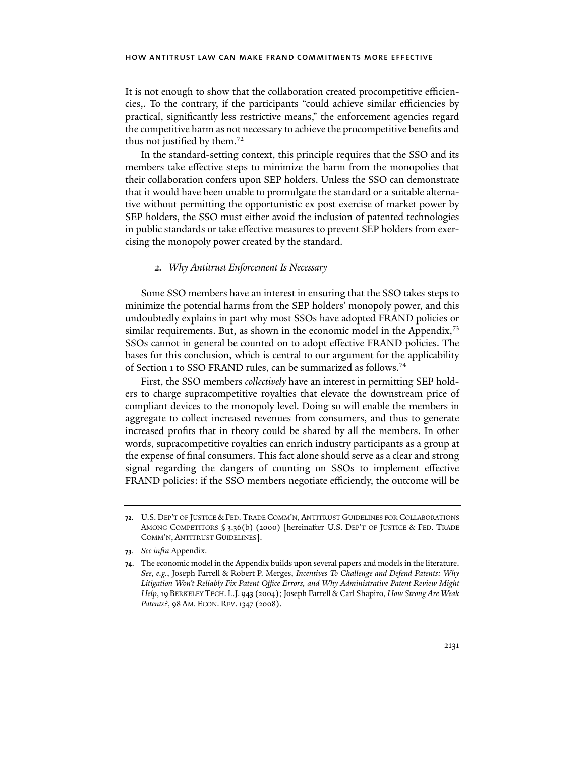It is not enough to show that the collaboration created procompetitive efficiencies,. To the contrary, if the participants "could achieve similar efficiencies by practical, significantly less restrictive means," the enforcement agencies regard the competitive harm as not necessary to achieve the procompetitive benefits and thus not justified by them.[72]

In the standard-setting context, this principle requires that the SSO and its members take effective steps to minimize the harm from the monopolies that their collaboration confers upon SEP holders. Unless the SSO can demonstrate that it would have been unable to promulgate the standard or a suitable alternative without permitting the opportunistic ex post exercise of market power by SEP holders, the SSO must either avoid the inclusion of patented technologies in public standards or take effective measures to prevent SEP holders from exercising the monopoly power created by the standard.

### *2. Why Antitrust Enforcement Is Necessary*

Some SSO members have an interest in ensuring that the SSO takes steps to minimize the potential harms from the SEP holders' monopoly power, and this undoubtedly explains in part why most SSOs have adopted FRAND policies or similar requirements. But, as shown in the economic model in the Appendix,[73] SSOs cannot in general be counted on to adopt effective FRAND policies. The bases for this conclusion, which is central to our argument for the applicability of Section 1 to SSO FRAND rules, can be summarized as follows.[74]

First, the SSO members *collectively* have an interest in permitting SEP holders to charge supracompetitive royalties that elevate the downstream price of compliant devices to the monopoly level. Doing so will enable the members in aggregate to collect increased revenues from consumers, and thus to generate increased profits that in theory could be shared by all the members. In other words, supracompetitive royalties can enrich industry participants as a group at the expense of final consumers. This fact alone should serve as a clear and strong signal regarding the dangers of counting on SSOs to implement effective FRAND policies: if the SSO members negotiate efficiently, the outcome will be

---

**72.** U.S. DEP'T OF JUSTICE & FED. TRADE COMM'N, ANTITRUST GUIDELINES FOR COLLABORATIONS AMONG COMPETITORS § 3.36(b) (2000) [hereinafter U.S. DEP'T OF JUSTICE & FED. TRADE COMM'N, ANTITRUST GUIDELINES].

**73.** *See infra* Appendix.

**74.** The economic model in the Appendix builds upon several papers and models in the literature. *See, e.g.*, Joseph Farrell & Robert P. Merges, *Incentives To Challenge and Defend Patents: Why Litigation Won't Reliably Fix Patent Office Errors, and Why Administrative Patent Review Might Help*, 19 BERKELEY TECH. L.J. 943 (2004); Joseph Farrell & Carl Shapiro, *How Strong Are Weak Patents?*, 98 AM. ECON. REV. 1347 (2008).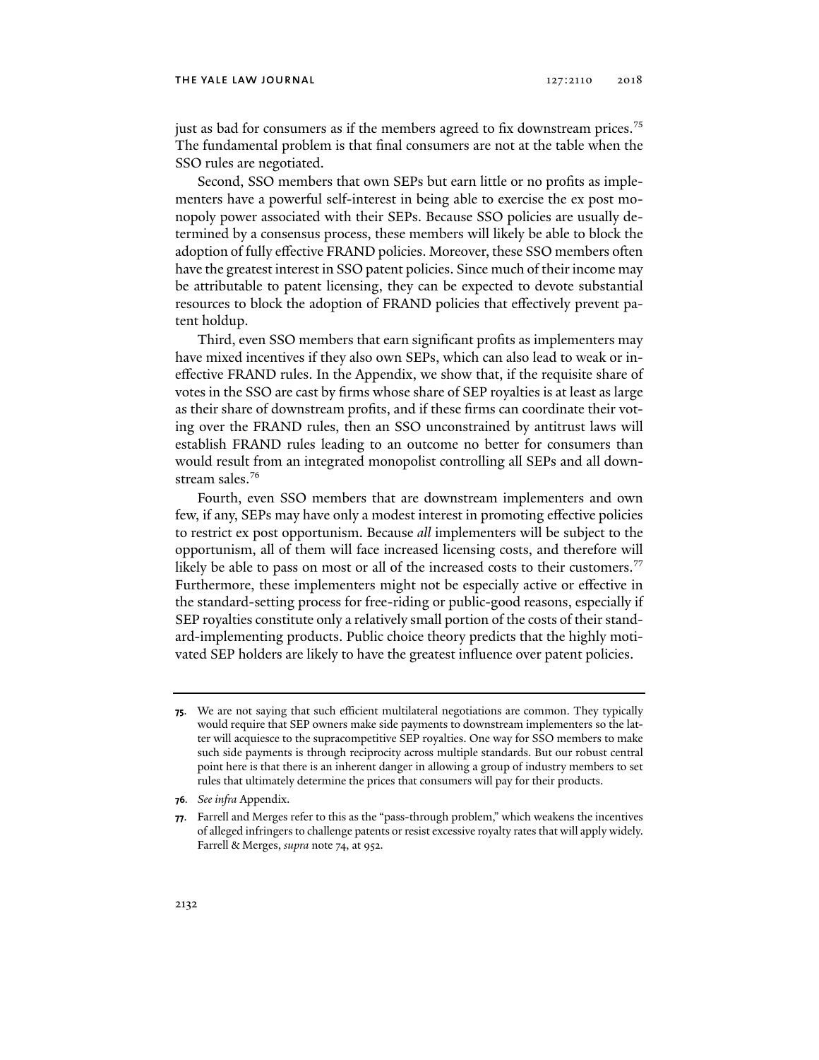just as bad for consumers as if the members agreed to fix downstream prices.[75] The fundamental problem is that final consumers are not at the table when the SSO rules are negotiated.

Second, SSO members that own SEPs but earn little or no profits as implementers have a powerful self-interest in being able to exercise the ex post monopoly power associated with their SEPs. Because SSO policies are usually determined by a consensus process, these members will likely be able to block the adoption of fully effective FRAND policies. Moreover, these SSO members often have the greatest interest in SSO patent policies. Since much of their income may be attributable to patent licensing, they can be expected to devote substantial resources to block the adoption of FRAND policies that effectively prevent patent holdup.

Third, even SSO members that earn significant profits as implementers may have mixed incentives if they also own SEPs, which can also lead to weak or ineffective FRAND rules. In the Appendix, we show that, if the requisite share of votes in the SSO are cast by firms whose share of SEP royalties is at least as large as their share of downstream profits, and if these firms can coordinate their voting over the FRAND rules, then an SSO unconstrained by antitrust laws will establish FRAND rules leading to an outcome no better for consumers than would result from an integrated monopolist controlling all SEPs and all downstream sales.[76]

Fourth, even SSO members that are downstream implementers and own few, if any, SEPs may have only a modest interest in promoting effective policies to restrict ex post opportunism. Because *all* implementers will be subject to the opportunism, all of them will face increased licensing costs, and therefore will likely be able to pass on most or all of the increased costs to their customers.[77] Furthermore, these implementers might not be especially active or effective in the standard-setting process for free-riding or public-good reasons, especially if SEP royalties constitute only a relatively small portion of the costs of their standard-implementing products. Public choice theory predicts that the highly motivated SEP holders are likely to have the greatest influence over patent policies.

---

**75**. We are not saying that such efficient multilateral negotiations are common. They typically would require that SEP owners make side payments to downstream implementers so the latter will acquiesce to the supracompetitive SEP royalties. One way for SSO members to make such side payments is through reciprocity across multiple standards. But our robust central point here is that there is an inherent danger in allowing a group of industry members to set rules that ultimately determine the prices that consumers will pay for their products.

**76**. *See infra* Appendix.

**77**. Farrell and Merges refer to this as the "pass-through problem," which weakens the incentives of alleged infringers to challenge patents or resist excessive royalty rates that will apply widely. Farrell & Merges, *supra* note 74, at 952.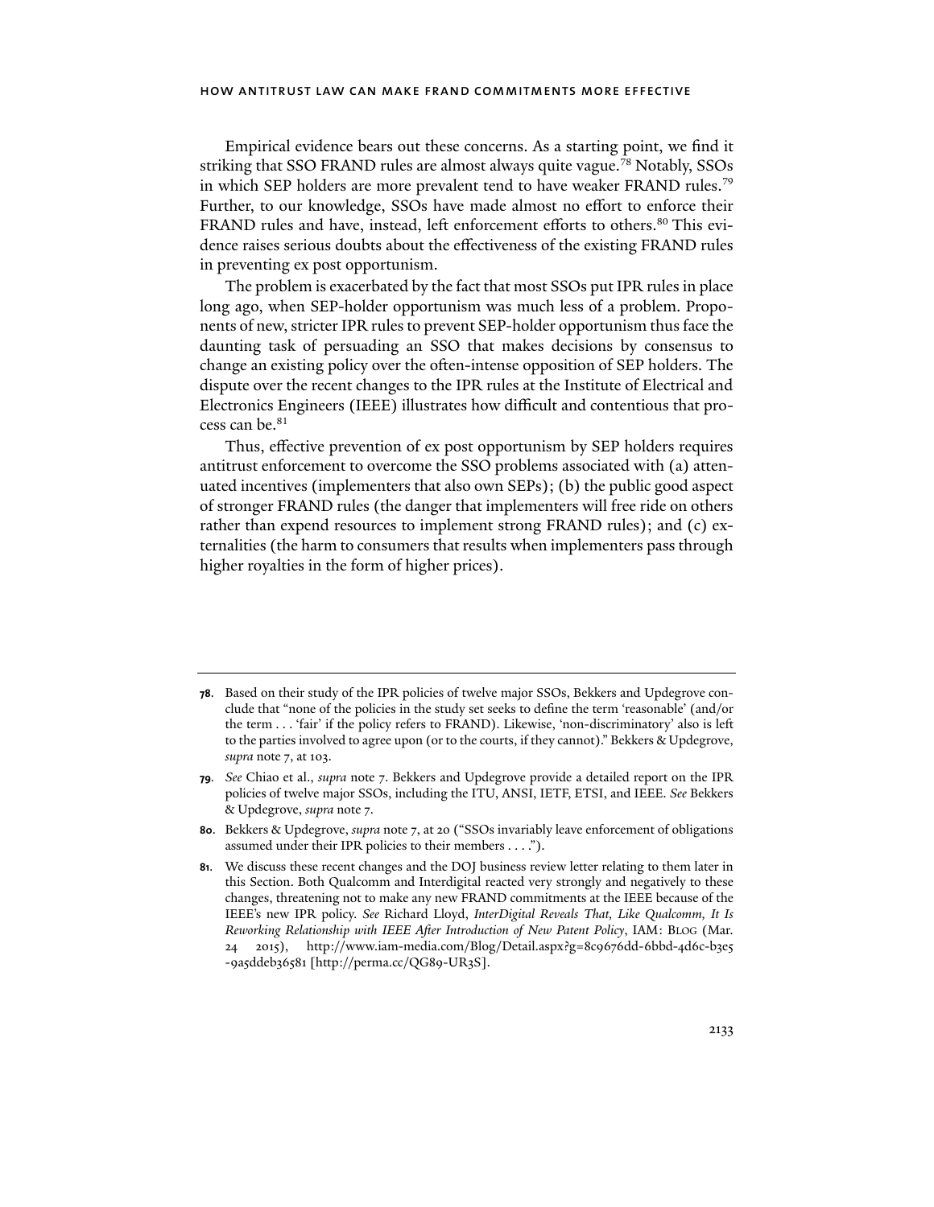Empirical evidence bears out these concerns. As a starting point, we find it striking that SSO FRAND rules are almost always quite vague.[78] Notably, SSOs in which SEP holders are more prevalent tend to have weaker FRAND rules.[79] Further, to our knowledge, SSOs have made almost no effort to enforce their FRAND rules and have, instead, left enforcement efforts to others.[80] This evidence raises serious doubts about the effectiveness of the existing FRAND rules in preventing ex post opportunism.

The problem is exacerbated by the fact that most SSOs put IPR rules in place long ago, when SEP-holder opportunism was much less of a problem. Proponents of new, stricter IPR rules to prevent SEP-holder opportunism thus face the daunting task of persuading an SSO that makes decisions by consensus to change an existing policy over the often-intense opposition of SEP holders. The dispute over the recent changes to the IPR rules at the Institute of Electrical and Electronics Engineers (IEEE) illustrates how difficult and contentious that process can be.[81]

Thus, effective prevention of ex post opportunism by SEP holders requires antitrust enforcement to overcome the SSO problems associated with (a) attenuated incentives (implementers that also own SEPs); (b) the public good aspect of stronger FRAND rules (the danger that implementers will free ride on others rather than expend resources to implement strong FRAND rules); and (c) externalities (the harm to consumers that results when implementers pass through higher royalties in the form of higher prices).

---

**78.** Based on their study of the IPR policies of twelve major SSOs, Bekkers and Updegrove conclude that "none of the policies in the study set seeks to define the term 'reasonable' (and/or the term . . . 'fair' if the policy refers to FRAND). Likewise, 'non-discriminatory' also is left to the parties involved to agree upon (or to the courts, if they cannot)." Bekkers & Updegrove, *supra* note 7, at 103.

**79.** *See* Chiao et al., *supra* note 7. Bekkers and Updegrove provide a detailed report on the IPR policies of twelve major SSOs, including the ITU, ANSI, IETF, ETSI, and IEEE. *See* Bekkers & Updegrove, *supra* note 7.

**80.** Bekkers & Updegrove, *supra* note 7, at 20 ("SSOs invariably leave enforcement of obligations assumed under their IPR policies to their members . . . .").

**81.** We discuss these recent changes and the DOJ business review letter relating to them later in this Section. Both Qualcomm and Interdigital reacted very strongly and negatively to these changes, threatening not to make any new FRAND commitments at the IEEE because of the IEEE's new IPR policy. *See* Richard Lloyd, *InterDigital Reveals That, Like Qualcomm, It Is Reworking Relationship with IEEE After Introduction of New Patent Policy*, IAM: BLOG (Mar. 24 2015), http://www.iam-media.com/Blog/Detail.aspx?g=8c9676dd-6bbd-4d6c-b3e5-9a5ddeb36581 [http://perma.cc/QG89-UR3S].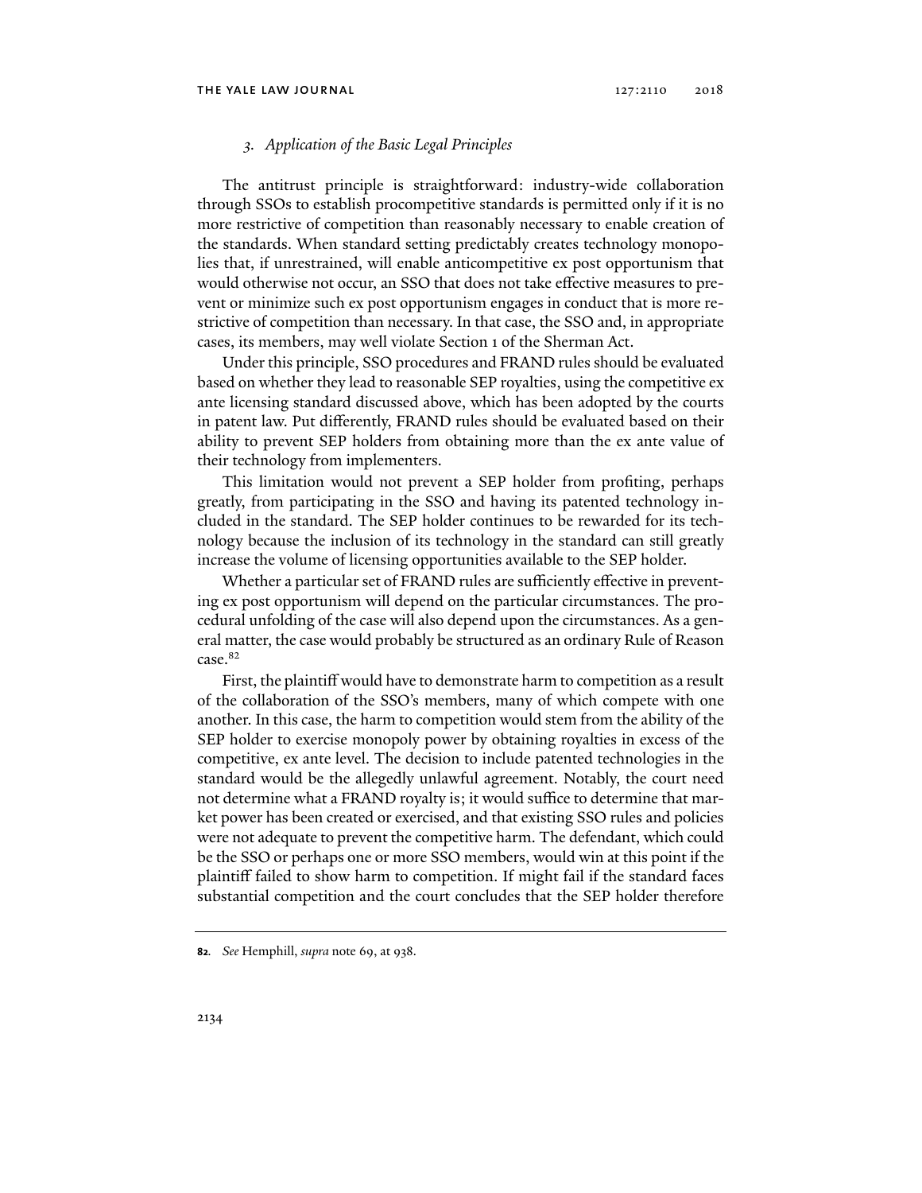### 3. *Application of the Basic Legal Principles*

The antitrust principle is straightforward: industry-wide collaboration through SSOs to establish procompetitive standards is permitted only if it is no more restrictive of competition than reasonably necessary to enable creation of the standards. When standard setting predictably creates technology monopolies that, if unrestrained, will enable anticompetitive ex post opportunism that would otherwise not occur, an SSO that does not take effective measures to prevent or minimize such ex post opportunism engages in conduct that is more restrictive of competition than necessary. In that case, the SSO and, in appropriate cases, its members, may well violate Section 1 of the Sherman Act.

Under this principle, SSO procedures and FRAND rules should be evaluated based on whether they lead to reasonable SEP royalties, using the competitive ex ante licensing standard discussed above, which has been adopted by the courts in patent law. Put differently, FRAND rules should be evaluated based on their ability to prevent SEP holders from obtaining more than the ex ante value of their technology from implementers.

This limitation would not prevent a SEP holder from profiting, perhaps greatly, from participating in the SSO and having its patented technology included in the standard. The SEP holder continues to be rewarded for its technology because the inclusion of its technology in the standard can still greatly increase the volume of licensing opportunities available to the SEP holder.

Whether a particular set of FRAND rules are sufficiently effective in preventing ex post opportunism will depend on the particular circumstances. The procedural unfolding of the case will also depend upon the circumstances. As a general matter, the case would probably be structured as an ordinary Rule of Reason case.[82]

First, the plaintiff would have to demonstrate harm to competition as a result of the collaboration of the SSO's members, many of which compete with one another. In this case, the harm to competition would stem from the ability of the SEP holder to exercise monopoly power by obtaining royalties in excess of the competitive, ex ante level. The decision to include patented technologies in the standard would be the allegedly unlawful agreement. Notably, the court need not determine what a FRAND royalty is; it would suffice to determine that market power has been created or exercised, and that existing SSO rules and policies were not adequate to prevent the competitive harm. The defendant, which could be the SSO or perhaps one or more SSO members, would win at this point if the plaintiff failed to show harm to competition. If might fail if the standard faces substantial competition and the court concludes that the SEP holder therefore

---

**82**. *See* Hemphill, *supra* note 69, at 938.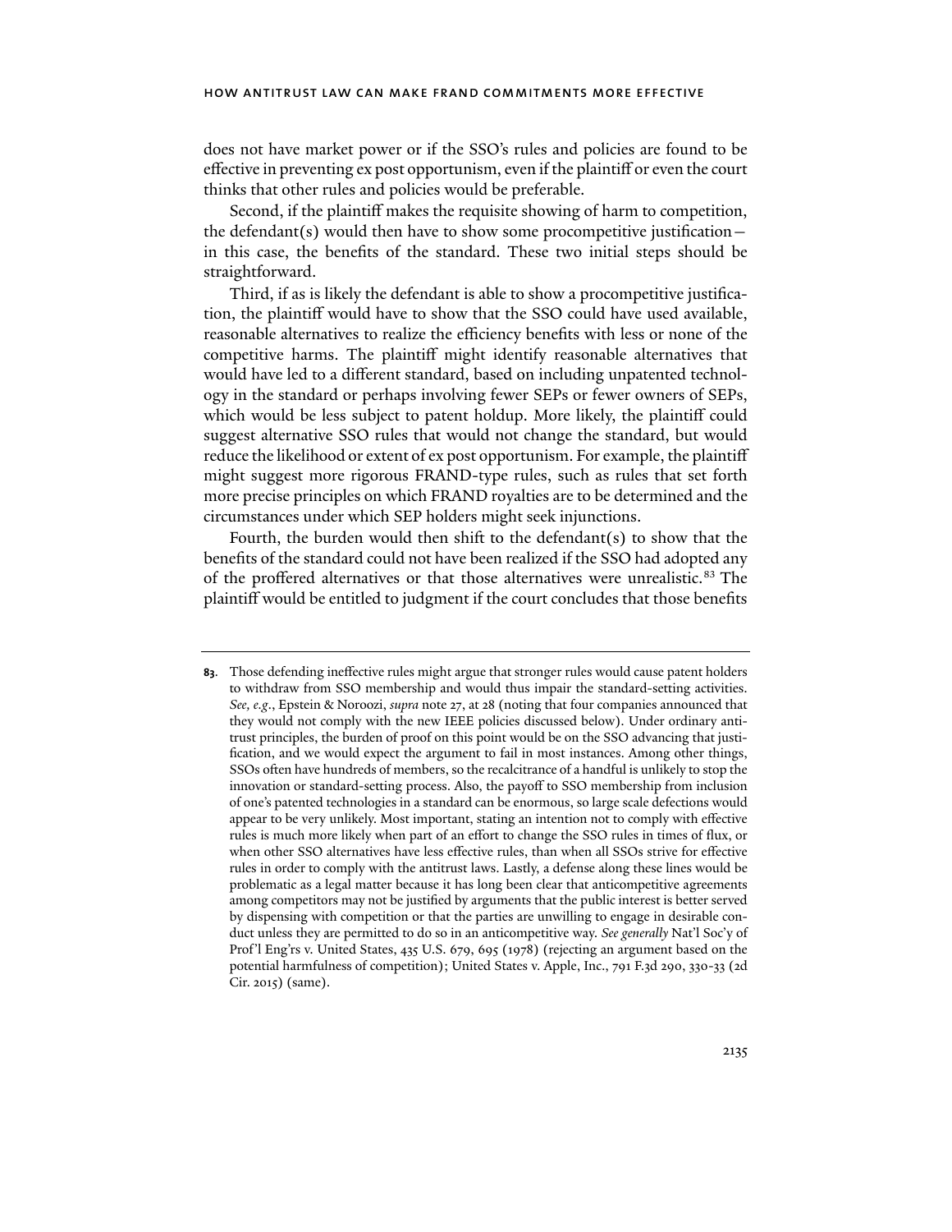does not have market power or if the SSO's rules and policies are found to be effective in preventing ex post opportunism, even if the plaintiff or even the court thinks that other rules and policies would be preferable.

Second, if the plaintiff makes the requisite showing of harm to competition, the defendant(s) would then have to show some procompetitive justification—in this case, the benefits of the standard. These two initial steps should be straightforward.

Third, if as is likely the defendant is able to show a procompetitive justification, the plaintiff would have to show that the SSO could have used available, reasonable alternatives to realize the efficiency benefits with less or none of the competitive harms. The plaintiff might identify reasonable alternatives that would have led to a different standard, based on including unpatented technology in the standard or perhaps involving fewer SEPs or fewer owners of SEPs, which would be less subject to patent holdup. More likely, the plaintiff could suggest alternative SSO rules that would not change the standard, but would reduce the likelihood or extent of ex post opportunism. For example, the plaintiff might suggest more rigorous FRAND-type rules, such as rules that set forth more precise principles on which FRAND royalties are to be determined and the circumstances under which SEP holders might seek injunctions.

Fourth, the burden would then shift to the defendant(s) to show that the benefits of the standard could not have been realized if the SSO had adopted any of the proffered alternatives or that those alternatives were unrealistic.[83] The plaintiff would be entitled to judgment if the court concludes that those benefits

**83.** Those defending ineffective rules might argue that stronger rules would cause patent holders to withdraw from SSO membership and would thus impair the standard-setting activities. *See, e.g.*, Epstein & Noroozi, *supra* note 27, at 28 (noting that four companies announced that they would not comply with the new IEEE policies discussed below). Under ordinary antitrust principles, the burden of proof on this point would be on the SSO advancing that justification, and we would expect the argument to fail in most instances. Among other things, SSOs often have hundreds of members, so the recalcitrance of a handful is unlikely to stop the innovation or standard-setting process. Also, the payoff to SSO membership from inclusion of one's patented technologies in a standard can be enormous, so large scale defections would appear to be very unlikely. Most important, stating an intention not to comply with effective rules is much more likely when part of an effort to change the SSO rules in times of flux, or when other SSO alternatives have less effective rules, than when all SSOs strive for effective rules in order to comply with the antitrust laws. Lastly, a defense along these lines would be problematic as a legal matter because it has long been clear that anticompetitive agreements among competitors may not be justified by arguments that the public interest is better served by dispensing with competition or that the parties are unwilling to engage in desirable conduct unless they are permitted to do so in an anticompetitive way. *See generally* Nat'l Soc'y of Prof'l Eng'rs v. United States, 435 U.S. 679, 695 (1978) (rejecting an argument based on the potential harmfulness of competition); United States v. Apple, Inc., 791 F.3d 290, 330-33 (2d Cir. 2015) (same).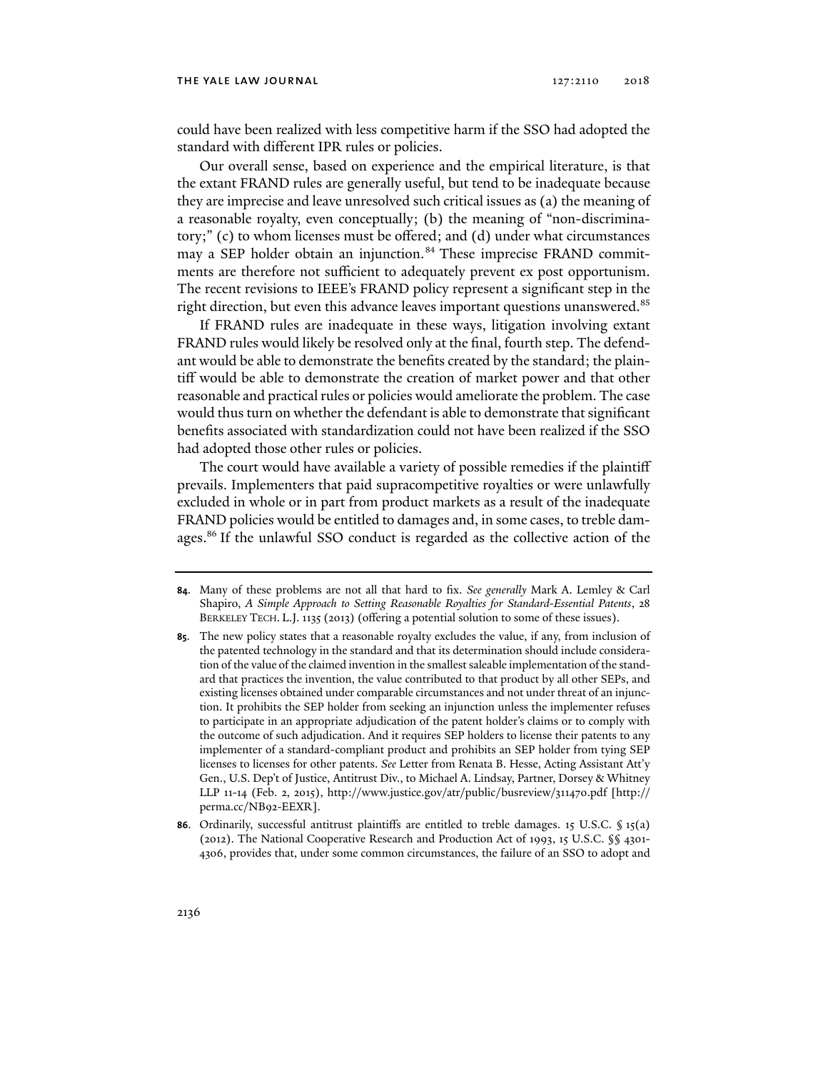could have been realized with less competitive harm if the SSO had adopted the standard with different IPR rules or policies.

Our overall sense, based on experience and the empirical literature, is that the extant FRAND rules are generally useful, but tend to be inadequate because they are imprecise and leave unresolved such critical issues as (a) the meaning of a reasonable royalty, even conceptually; (b) the meaning of "non-discriminatory;" (c) to whom licenses must be offered; and (d) under what circumstances may a SEP holder obtain an injunction.[84] These imprecise FRAND commitments are therefore not sufficient to adequately prevent ex post opportunism. The recent revisions to IEEE's FRAND policy represent a significant step in the right direction, but even this advance leaves important questions unanswered.[85]

If FRAND rules are inadequate in these ways, litigation involving extant FRAND rules would likely be resolved only at the final, fourth step. The defendant would be able to demonstrate the benefits created by the standard; the plaintiff would be able to demonstrate the creation of market power and that other reasonable and practical rules or policies would ameliorate the problem. The case would thus turn on whether the defendant is able to demonstrate that significant benefits associated with standardization could not have been realized if the SSO had adopted those other rules or policies.

The court would have available a variety of possible remedies if the plaintiff prevails. Implementers that paid supracompetitive royalties or were unlawfully excluded in whole or in part from product markets as a result of the inadequate FRAND policies would be entitled to damages and, in some cases, to treble damages.[86] If the unlawful SSO conduct is regarded as the collective action of the

---

**84.** Many of these problems are not all that hard to fix. *See generally* Mark A. Lemley & Carl Shapiro, *A Simple Approach to Setting Reasonable Royalties for Standard-Essential Patents*, 28 BERKELEY TECH. L.J. 1135 (2013) (offering a potential solution to some of these issues).

**85.** The new policy states that a reasonable royalty excludes the value, if any, from inclusion of the patented technology in the standard and that its determination should include consideration of the value of the claimed invention in the smallest saleable implementation of the standard that practices the invention, the value contributed to that product by all other SEPs, and existing licenses obtained under comparable circumstances and not under threat of an injunction. It prohibits the SEP holder from seeking an injunction unless the implementer refuses to participate in an appropriate adjudication of the patent holder's claims or to comply with the outcome of such adjudication. And it requires SEP holders to license their patents to any implementer of a standard-compliant product and prohibits an SEP holder from tying SEP licenses to licenses for other patents. *See* Letter from Renata B. Hesse, Acting Assistant Att'y Gen., U.S. Dep't of Justice, Antitrust Div., to Michael A. Lindsay, Partner, Dorsey & Whitney LLP 11-14 (Feb. 2, 2015), http://www.justice.gov/atr/public/busreview/311470.pdf [http://perma.cc/NB92-EEXR].

**86.** Ordinarily, successful antitrust plaintiffs are entitled to treble damages. 15 U.S.C. § 15(a) (2012). The National Cooperative Research and Production Act of 1993, 15 U.S.C. §§ 4301-4306, provides that, under some common circumstances, the failure of an SSO to adopt and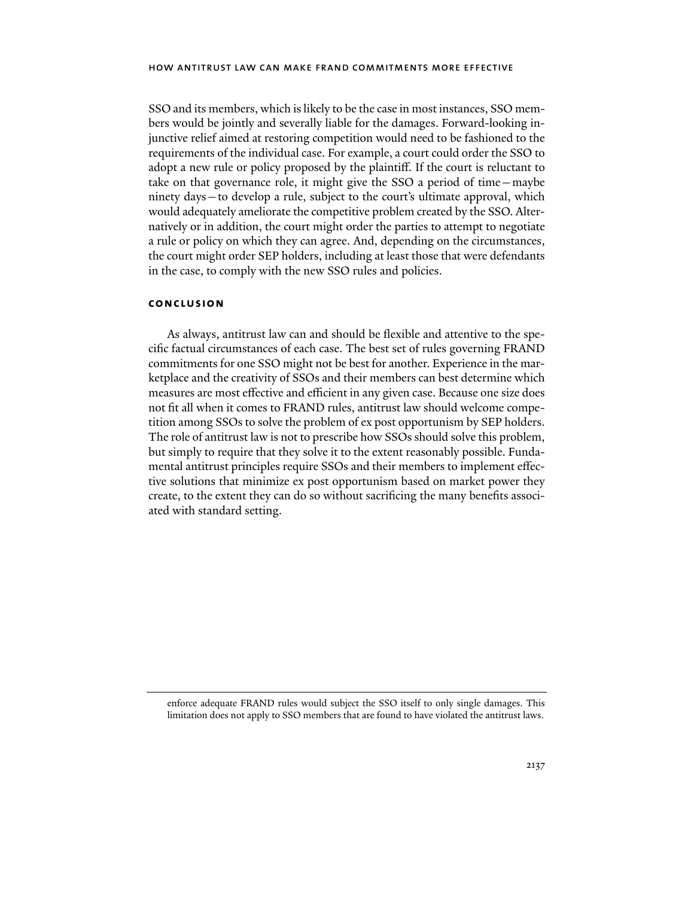SSO and its members, which is likely to be the case in most instances, SSO members would be jointly and severally liable for the damages. Forward-looking injunctive relief aimed at restoring competition would need to be fashioned to the requirements of the individual case. For example, a court could order the SSO to adopt a new rule or policy proposed by the plaintiff. If the court is reluctant to take on that governance role, it might give the SSO a period of time—maybe ninety days—to develop a rule, subject to the court's ultimate approval, which would adequately ameliorate the competitive problem created by the SSO. Alternatively or in addition, the court might order the parties to attempt to negotiate a rule or policy on which they can agree. And, depending on the circumstances, the court might order SEP holders, including at least those that were defendants in the case, to comply with the new SSO rules and policies.

## CONCLUSION

As always, antitrust law can and should be flexible and attentive to the specific factual circumstances of each case. The best set of rules governing FRAND commitments for one SSO might not be best for another. Experience in the marketplace and the creativity of SSOs and their members can best determine which measures are most effective and efficient in any given case. Because one size does not fit all when it comes to FRAND rules, antitrust law should welcome competition among SSOs to solve the problem of ex post opportunism by SEP holders. The role of antitrust law is not to prescribe how SSOs should solve this problem, but simply to require that they solve it to the extent reasonably possible. Fundamental antitrust principles require SSOs and their members to implement effective solutions that minimize ex post opportunism based on market power they create, to the extent they can do so without sacrificing the many benefits associated with standard setting.

---

enforce adequate FRAND rules would subject the SSO itself to only single damages. This limitation does not apply to SSO members that are found to have violated the antitrust laws.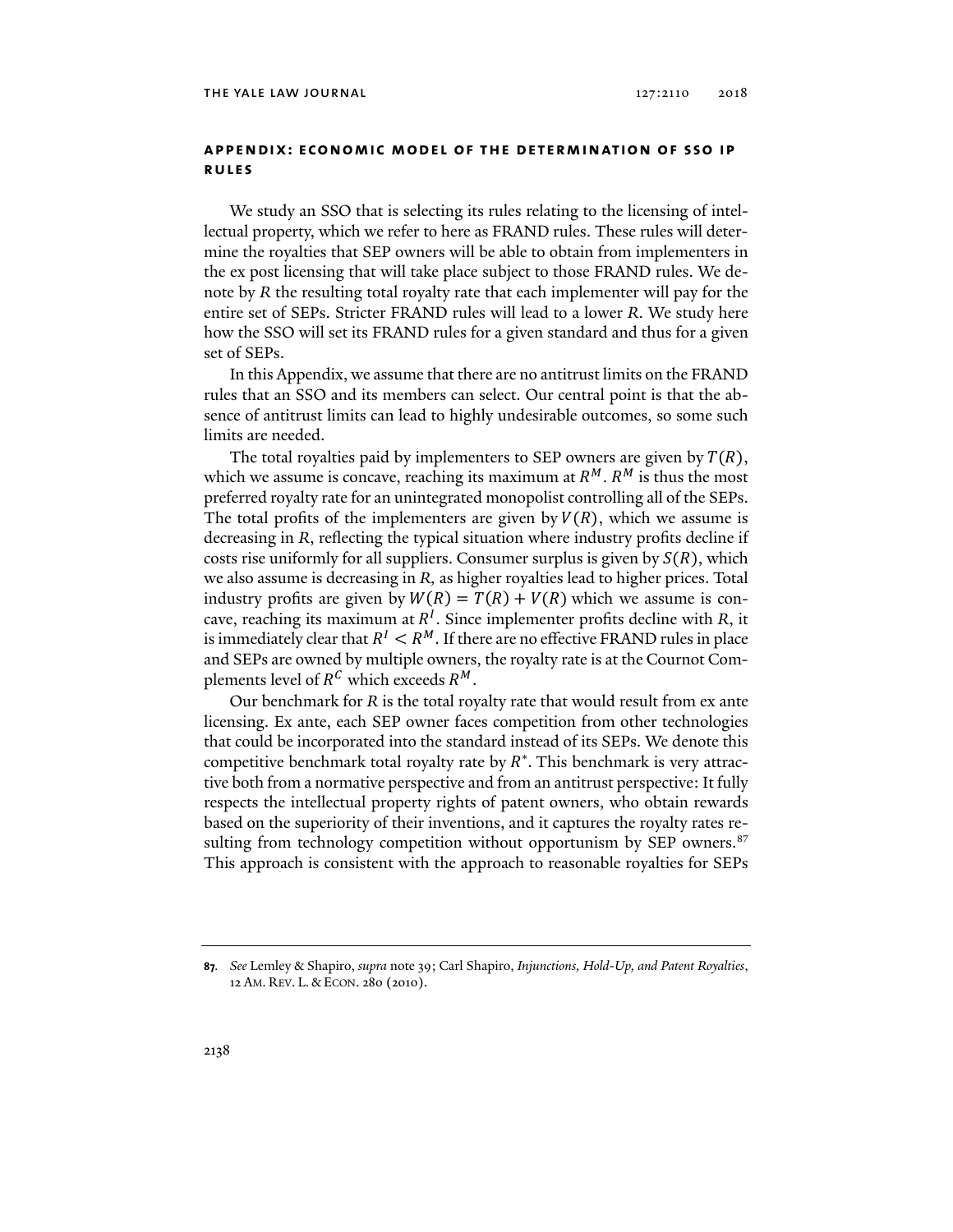## APPENDIX: ECONOMIC MODEL OF THE DETERMINATION OF SSO IP RULES

We study an SSO that is selecting its rules relating to the licensing of intellectual property, which we refer to here as FRAND rules. These rules will determine the royalties that SEP owners will be able to obtain from implementers in the ex post licensing that will take place subject to those FRAND rules. We denote by $R$ the resulting total royalty rate that each implementer will pay for the entire set of SEPs. Stricter FRAND rules will lead to a lower $R$. We study here how the SSO will set its FRAND rules for a given standard and thus for a given set of SEPs.

In this Appendix, we assume that there are no antitrust limits on the FRAND rules that an SSO and its members can select. Our central point is that the absence of antitrust limits can lead to highly undesirable outcomes, so some such limits are needed.

The total royalties paid by implementers to SEP owners are given by $T(R)$, which we assume is concave, reaching its maximum at $R^M$. $R^M$ is thus the most preferred royalty rate for an unintegrated monopolist controlling all of the SEPs. The total profits of the implementers are given by $V(R)$, which we assume is decreasing in $R$, reflecting the typical situation where industry profits decline if costs rise uniformly for all suppliers. Consumer surplus is given by $S(R)$, which we also assume is decreasing in $R$, as higher royalties lead to higher prices. Total industry profits are given by $W(R) = T(R) + V(R)$ which we assume is concave, reaching its maximum at $R^I$. Since implementer profits decline with $R$, it is immediately clear that $R^I < R^M$. If there are no effective FRAND rules in place and SEPs are owned by multiple owners, the royalty rate is at the Cournot Complements level of $R^C$ which exceeds $R^M$.

Our benchmark for $R$ is the total royalty rate that would result from ex ante licensing. Ex ante, each SEP owner faces competition from other technologies that could be incorporated into the standard instead of its SEPs. We denote this competitive benchmark total royalty rate by $R^*$. This benchmark is very attractive both from a normative perspective and from an antitrust perspective: It fully respects the intellectual property rights of patent owners, who obtain rewards based on the superiority of their inventions, and it captures the royalty rates resulting from technology competition without opportunism by SEP owners.[87] This approach is consistent with the approach to reasonable royalties for SEPs

---

87. *See* Lemley & Shapiro, *supra* note 39; Carl Shapiro, *Injunctions, Hold-Up, and Patent Royalties*, 12 AM. REV. L. & ECON. 280 (2010).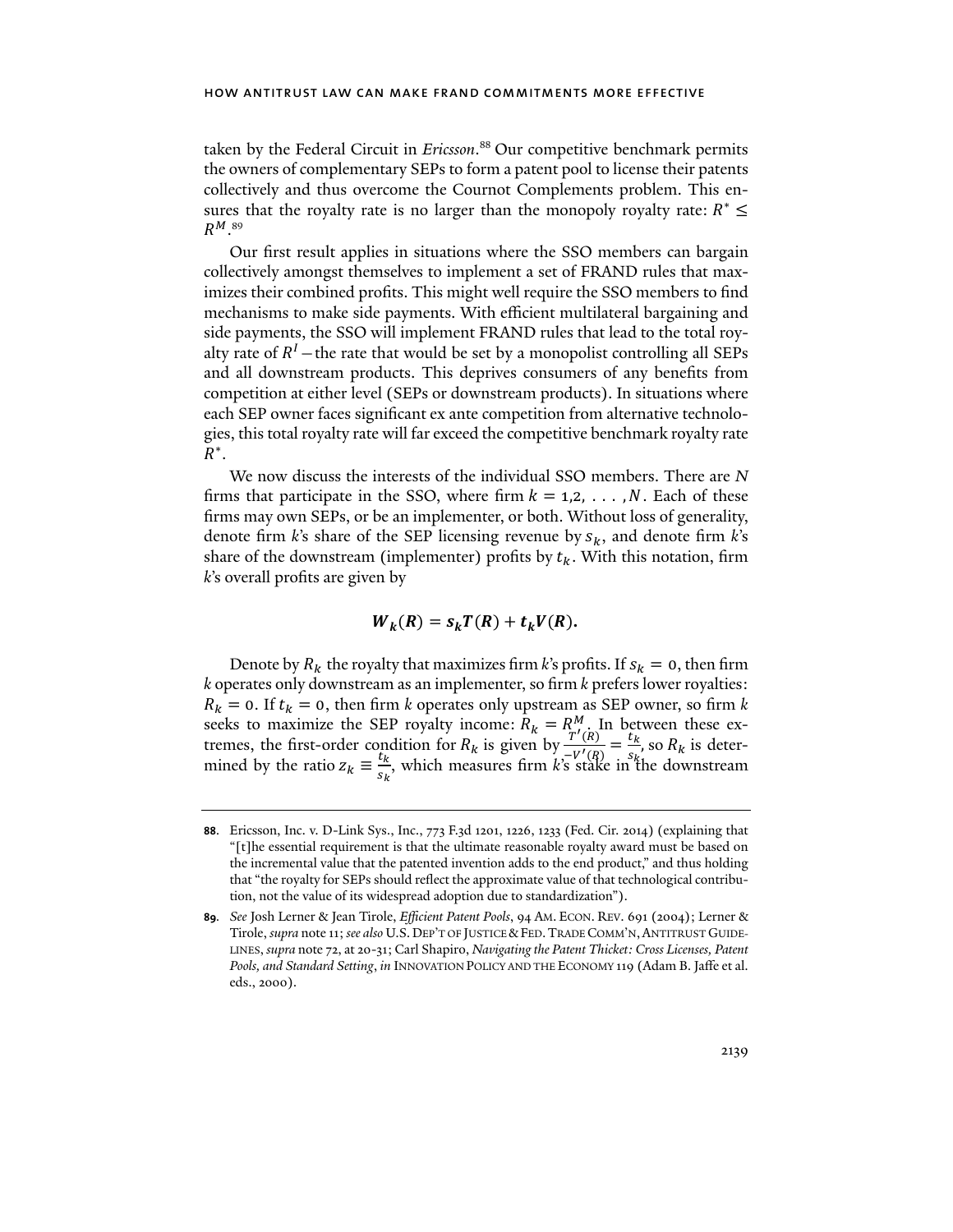taken by the Federal Circuit in *Ericsson*.[88] Our competitive benchmark permits the owners of complementary SEPs to form a patent pool to license their patents collectively and thus overcome the Cournot Complements problem. This ensures that the royalty rate is no larger than the monopoly royalty rate: $R^* \leq R^M$.[89]

Our first result applies in situations where the SSO members can bargain collectively amongst themselves to implement a set of FRAND rules that maximizes their combined profits. This might well require the SSO members to find mechanisms to make side payments. With efficient multilateral bargaining and side payments, the SSO will implement FRAND rules that lead to the total royalty rate of $R^I$—the rate that would be set by a monopolist controlling all SEPs and all downstream products. This deprives consumers of any benefits from competition at either level (SEPs or downstream products). In situations where each SEP owner faces significant ex ante competition from alternative technologies, this total royalty rate will far exceed the competitive benchmark royalty rate $R^*$.

We now discuss the interests of the individual SSO members. There are $N$ firms that participate in the SSO, where firm $k = 1,2, \ldots, N$. Each of these firms may own SEPs, or be an implementer, or both. Without loss of generality, denote firm *k*'s share of the SEP licensing revenue by $s_k$, and denote firm *k*'s share of the downstream (implementer) profits by $t_k$. With this notation, firm *k*'s overall profits are given by

$$\boldsymbol{W_k(R) = s_k T(R) + t_k V(R).}$$

Denote by $R_k$ the royalty that maximizes firm *k*'s profits. If $s_k = 0$, then firm *k* operates only downstream as an implementer, so firm *k* prefers lower royalties: $R_k = 0$. If $t_k = 0$, then firm *k* operates only upstream as SEP owner, so firm *k* seeks to maximize the SEP royalty income: $R_k = R^M$. In between these extremes, the first-order condition for $R_k$ is given by $\frac{T'(R)}{-V'(R)} = \frac{t_k}{s_k}$, so $R_k$ is determined by the ratio $z_k \equiv \frac{t_k}{s_k}$, which measures firm *k*'s stake in the downstream

---

**88.** Ericsson, Inc. v. D-Link Sys., Inc., 773 F.3d 1201, 1226, 1233 (Fed. Cir. 2014) (explaining that "[t]he essential requirement is that the ultimate reasonable royalty award must be based on the incremental value that the patented invention adds to the end product," and thus holding that "the royalty for SEPs should reflect the approximate value of that technological contribution, not the value of its widespread adoption due to standardization").

**89.** *See* Josh Lerner & Jean Tirole, *Efficient Patent Pools*, 94 AM. ECON. REV. 691 (2004); Lerner & Tirole, *supra* note 11; *see also* U.S. DEP'T OF JUSTICE & FED. TRADE COMM'N, ANTITRUST GUIDELINES, *supra* note 72, at 20-31; Carl Shapiro, *Navigating the Patent Thicket: Cross Licenses, Patent Pools, and Standard Setting*, *in* INNOVATION POLICY AND THE ECONOMY 119 (Adam B. Jaffe et al. eds., 2000).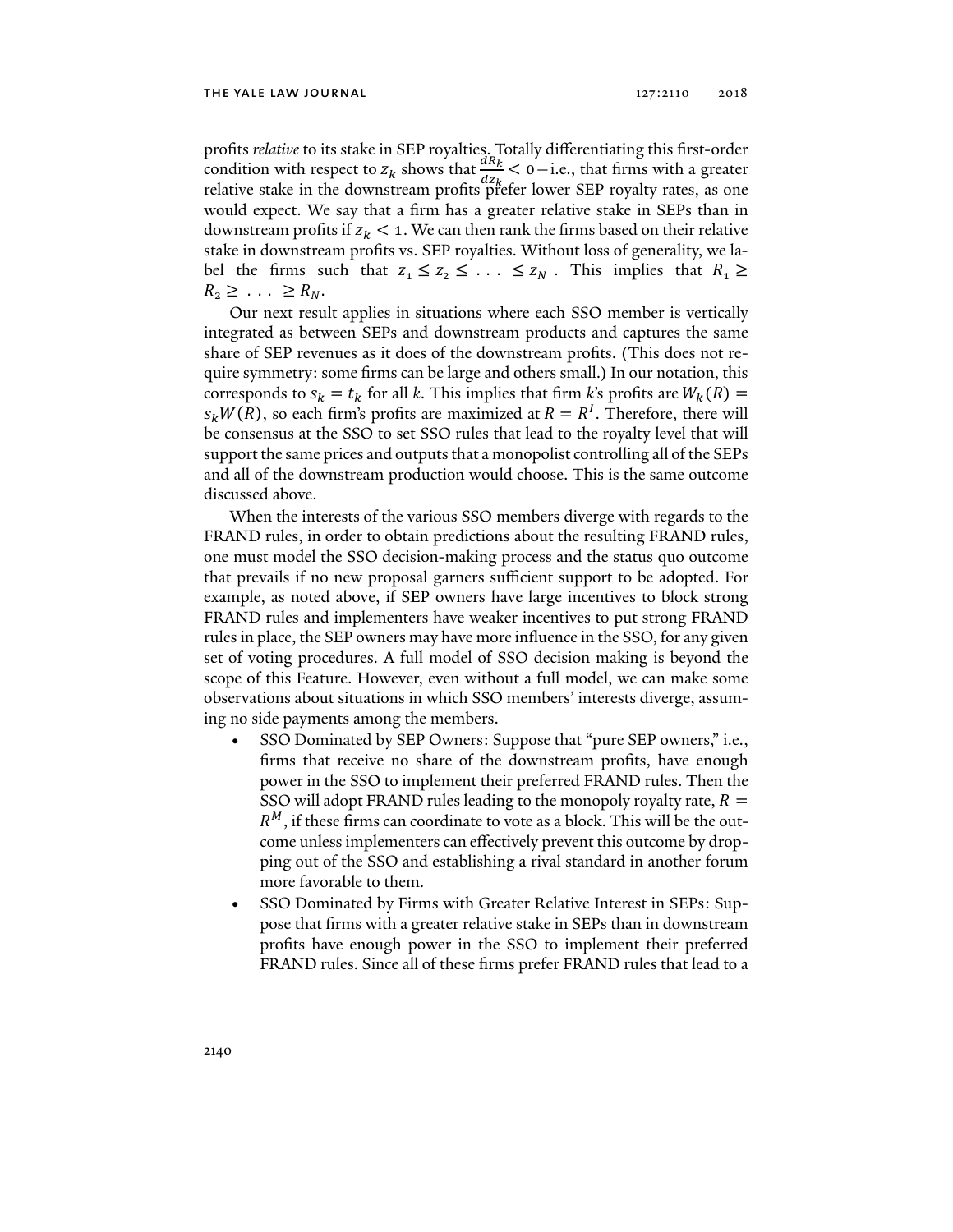profits *relative* to its stake in SEP royalties. Totally differentiating this first-order condition with respect to $z_k$ shows that $\frac{dR_k}{dz_k} < 0$—i.e., that firms with a greater relative stake in the downstream profits prefer lower SEP royalty rates, as one would expect. We say that a firm has a greater relative stake in SEPs than in downstream profits if $z_k < 1$. We can then rank the firms based on their relative stake in downstream profits vs. SEP royalties. Without loss of generality, we label the firms such that $z_1 \leq z_2 \leq \ldots \leq z_N$. This implies that $R_1 \geq R_2 \geq \ldots \geq R_N$.

Our next result applies in situations where each SSO member is vertically integrated as between SEPs and downstream products and captures the same share of SEP revenues as it does of the downstream profits. (This does not require symmetry: some firms can be large and others small.) In our notation, this corresponds to $s_k = t_k$ for all $k$. This implies that firm $k$'s profits are $W_k(R) = s_k W(R)$, so each firm's profits are maximized at $R = R^I$. Therefore, there will be consensus at the SSO to set SSO rules that lead to the royalty level that will support the same prices and outputs that a monopolist controlling all of the SEPs and all of the downstream production would choose. This is the same outcome discussed above.

When the interests of the various SSO members diverge with regards to the FRAND rules, in order to obtain predictions about the resulting FRAND rules, one must model the SSO decision-making process and the status quo outcome that prevails if no new proposal garners sufficient support to be adopted. For example, as noted above, if SEP owners have large incentives to block strong FRAND rules and implementers have weaker incentives to put strong FRAND rules in place, the SEP owners may have more influence in the SSO, for any given set of voting procedures. A full model of SSO decision making is beyond the scope of this Feature. However, even without a full model, we can make some observations about situations in which SSO members' interests diverge, assuming no side payments among the members.

- SSO Dominated by SEP Owners: Suppose that "pure SEP owners," i.e., firms that receive no share of the downstream profits, have enough power in the SSO to implement their preferred FRAND rules. Then the SSO will adopt FRAND rules leading to the monopoly royalty rate, $R = R^M$, if these firms can coordinate to vote as a block. This will be the outcome unless implementers can effectively prevent this outcome by dropping out of the SSO and establishing a rival standard in another forum more favorable to them.
- SSO Dominated by Firms with Greater Relative Interest in SEPs: Suppose that firms with a greater relative stake in SEPs than in downstream profits have enough power in the SSO to implement their preferred FRAND rules. Since all of these firms prefer FRAND rules that lead to a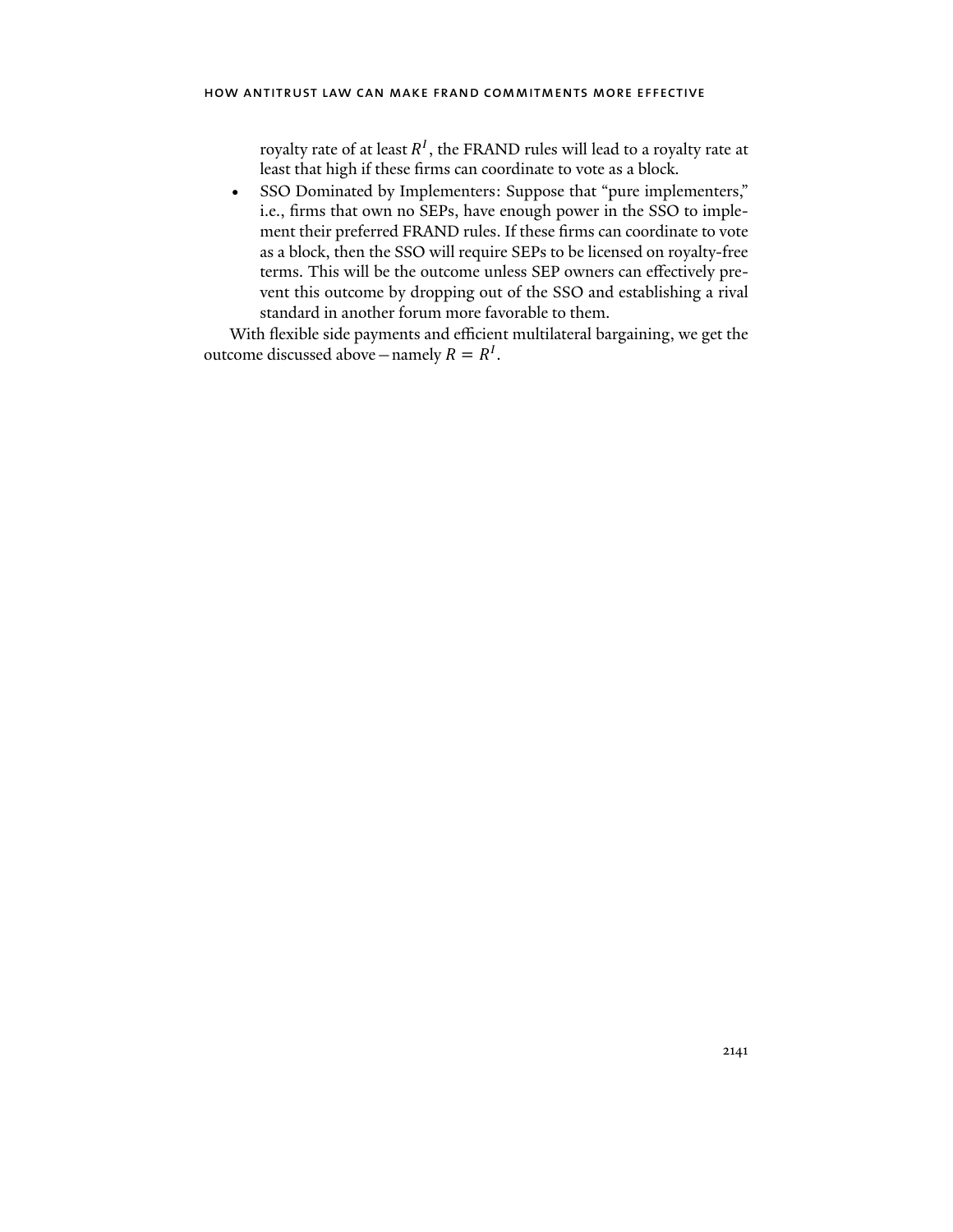royalty rate of at least $R^I$, the FRAND rules will lead to a royalty rate at least that high if these firms can coordinate to vote as a block.

- SSO Dominated by Implementers: Suppose that "pure implementers," i.e., firms that own no SEPs, have enough power in the SSO to implement their preferred FRAND rules. If these firms can coordinate to vote as a block, then the SSO will require SEPs to be licensed on royalty-free terms. This will be the outcome unless SEP owners can effectively prevent this outcome by dropping out of the SSO and establishing a rival standard in another forum more favorable to them.

With flexible side payments and efficient multilateral bargaining, we get the outcome discussed above—namely $R = R^I$.